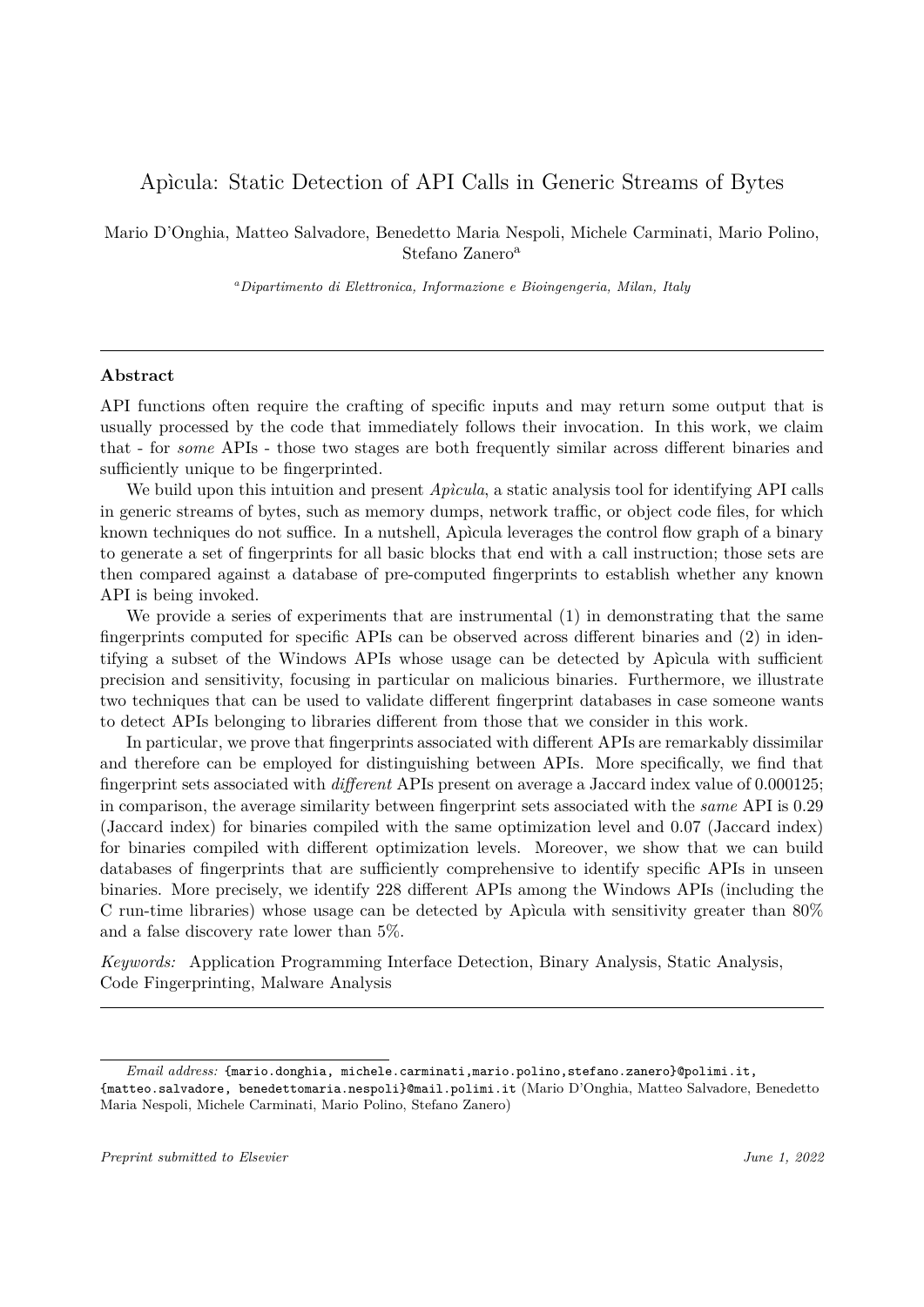# Apìcula: Static Detection of API Calls in Generic Streams of Bytes

Mario D'Onghia, Matteo Salvadore, Benedetto Maria Nespoli, Michele Carminati, Mario Polino, Stefano Zanero[a]

[a] *Dipartimento di Elettronica, Informazione e Bioingengeria, Milan, Italy*

---

**Abstract**

API functions often require the crafting of specific inputs and may return some output that is usually processed by the code that immediately follows their invocation. In this work, we claim that - for *some* APIs - those two stages are both frequently similar across different binaries and sufficiently unique to be fingerprinted.

We build upon this intuition and present *Apìcula*, a static analysis tool for identifying API calls in generic streams of bytes, such as memory dumps, network traffic, or object code files, for which known techniques do not suffice. In a nutshell, Apìcula leverages the control flow graph of a binary to generate a set of fingerprints for all basic blocks that end with a call instruction; those sets are then compared against a database of pre-computed fingerprints to establish whether any known API is being invoked.

We provide a series of experiments that are instrumental (1) in demonstrating that the same fingerprints computed for specific APIs can be observed across different binaries and (2) in identifying a subset of the Windows APIs whose usage can be detected by Apìcula with sufficient precision and sensitivity, focusing in particular on malicious binaries. Furthermore, we illustrate two techniques that can be used to validate different fingerprint databases in case someone wants to detect APIs belonging to libraries different from those that we consider in this work.

In particular, we prove that fingerprints associated with different APIs are remarkably dissimilar and therefore can be employed for distinguishing between APIs. More specifically, we find that fingerprint sets associated with *different* APIs present on average a Jaccard index value of 0.000125; in comparison, the average similarity between fingerprint sets associated with the *same* API is 0.29 (Jaccard index) for binaries compiled with the same optimization level and 0.07 (Jaccard index) for binaries compiled with different optimization levels. Moreover, we show that we can build databases of fingerprints that are sufficiently comprehensive to identify specific APIs in unseen binaries. More precisely, we identify 228 different APIs among the Windows APIs (including the C run-time libraries) whose usage can be detected by Apìcula with sensitivity greater than 80% and a false discovery rate lower than 5%.

*Keywords:* Application Programming Interface Detection, Binary Analysis, Static Analysis, Code Fingerprinting, Malware Analysis

---

*Email address:* `{mario.donghia, michele.carminati,mario.polino,stefano.zanero}@polimi.it, {matteo.salvadore, benedettomaria.nespoli}@mail.polimi.it` (Mario D'Onghia, Matteo Salvadore, Benedetto Maria Nespoli, Michele Carminati, Mario Polino, Stefano Zanero)

*Preprint submitted to Elsevier* *June 1, 2022*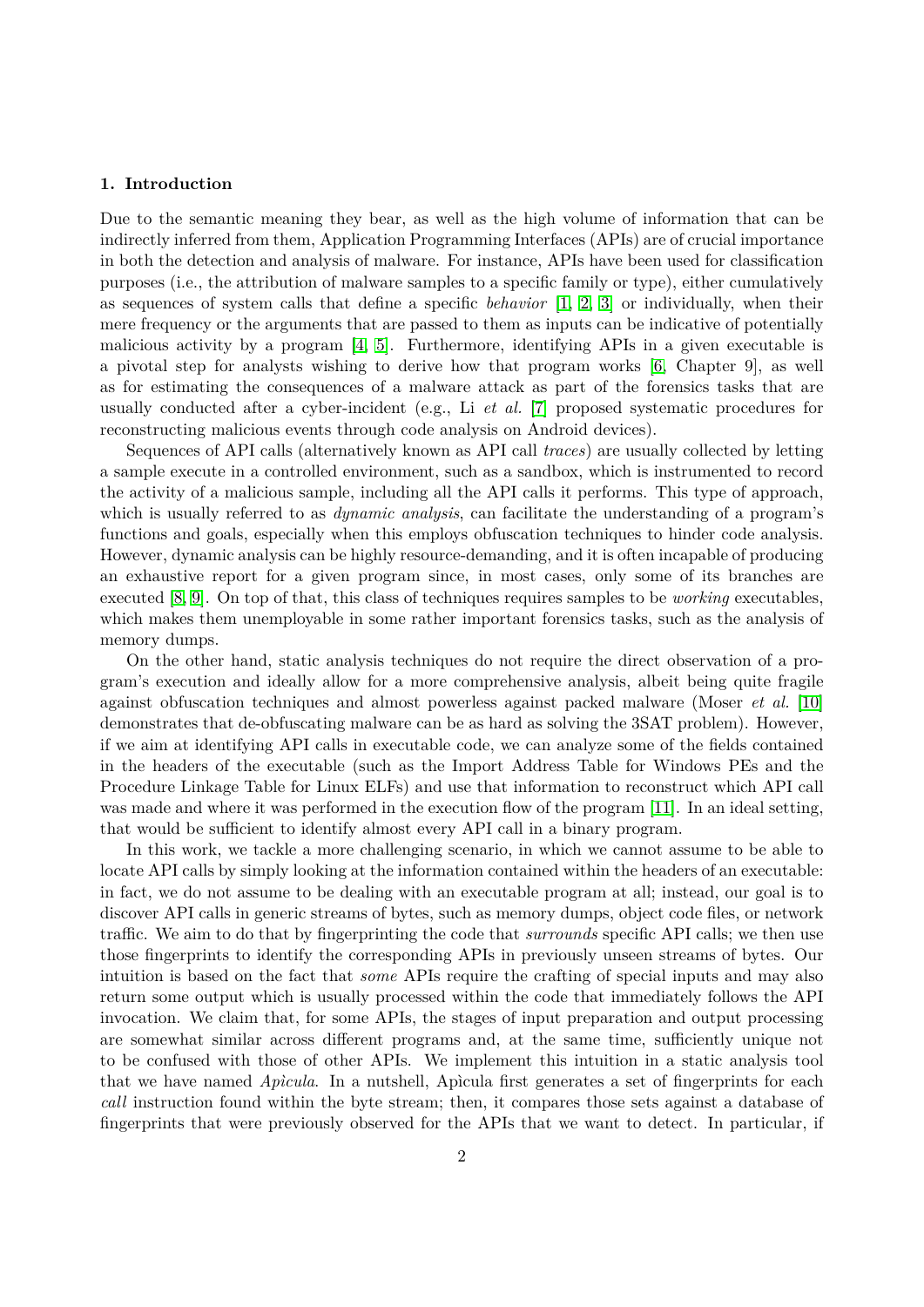## 1. Introduction

Due to the semantic meaning they bear, as well as the high volume of information that can be indirectly inferred from them, Application Programming Interfaces (APIs) are of crucial importance in both the detection and analysis of malware. For instance, APIs have been used for classification purposes (i.e., the attribution of malware samples to a specific family or type), either cumulatively as sequences of system calls that define a specific *behavior* [1, 2, 3] or individually, when their mere frequency or the arguments that are passed to them as inputs can be indicative of potentially malicious activity by a program [4, 5]. Furthermore, identifying APIs in a given executable is a pivotal step for analysts wishing to derive how that program works [6, Chapter 9], as well as for estimating the consequences of a malware attack as part of the forensics tasks that are usually conducted after a cyber-incident (e.g., Li *et al.* [7] proposed systematic procedures for reconstructing malicious events through code analysis on Android devices).

Sequences of API calls (alternatively known as API call *traces*) are usually collected by letting a sample execute in a controlled environment, such as a sandbox, which is instrumented to record the activity of a malicious sample, including all the API calls it performs. This type of approach, which is usually referred to as *dynamic analysis*, can facilitate the understanding of a program's functions and goals, especially when this employs obfuscation techniques to hinder code analysis. However, dynamic analysis can be highly resource-demanding, and it is often incapable of producing an exhaustive report for a given program since, in most cases, only some of its branches are executed [8, 9]. On top of that, this class of techniques requires samples to be *working* executables, which makes them unemployable in some rather important forensics tasks, such as the analysis of memory dumps.

On the other hand, static analysis techniques do not require the direct observation of a program's execution and ideally allow for a more comprehensive analysis, albeit being quite fragile against obfuscation techniques and almost powerless against packed malware (Moser *et al.* [10] demonstrates that de-obfuscating malware can be as hard as solving the 3SAT problem). However, if we aim at identifying API calls in executable code, we can analyze some of the fields contained in the headers of the executable (such as the Import Address Table for Windows PEs and the Procedure Linkage Table for Linux ELFs) and use that information to reconstruct which API call was made and where it was performed in the execution flow of the program [11]. In an ideal setting, that would be sufficient to identify almost every API call in a binary program.

In this work, we tackle a more challenging scenario, in which we cannot assume to be able to locate API calls by simply looking at the information contained within the headers of an executable: in fact, we do not assume to be dealing with an executable program at all; instead, our goal is to discover API calls in generic streams of bytes, such as memory dumps, object code files, or network traffic. We aim to do that by fingerprinting the code that *surrounds* specific API calls; we then use those fingerprints to identify the corresponding APIs in previously unseen streams of bytes. Our intuition is based on the fact that *some* APIs require the crafting of special inputs and may also return some output which is usually processed within the code that immediately follows the API invocation. We claim that, for some APIs, the stages of input preparation and output processing are somewhat similar across different programs and, at the same time, sufficiently unique not to be confused with those of other APIs. We implement this intuition in a static analysis tool that we have named *Apìcula*. In a nutshell, Apìcula first generates a set of fingerprints for each *call* instruction found within the byte stream; then, it compares those sets against a database of fingerprints that were previously observed for the APIs that we want to detect. In particular, if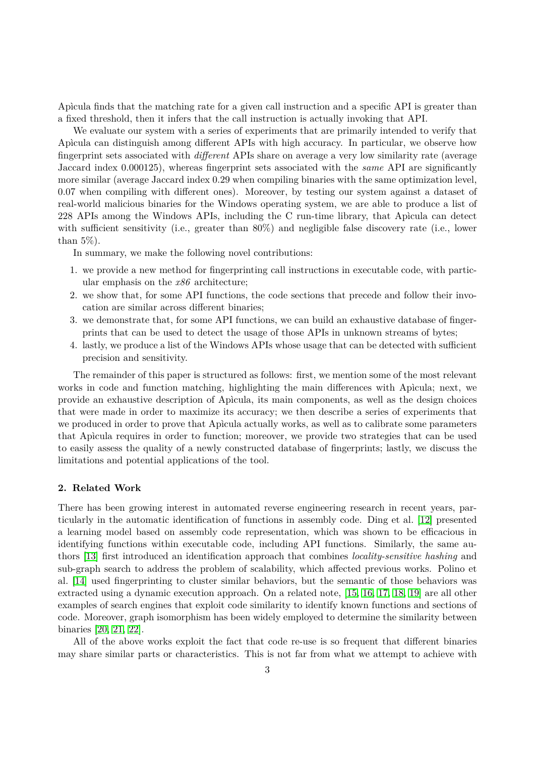Apìcula finds that the matching rate for a given call instruction and a specific API is greater than a fixed threshold, then it infers that the call instruction is actually invoking that API.

We evaluate our system with a series of experiments that are primarily intended to verify that Apìcula can distinguish among different APIs with high accuracy. In particular, we observe how fingerprint sets associated with *different* APIs share on average a very low similarity rate (average Jaccard index 0.000125), whereas fingerprint sets associated with the *same* API are significantly more similar (average Jaccard index 0.29 when compiling binaries with the same optimization level, 0.07 when compiling with different ones). Moreover, by testing our system against a dataset of real-world malicious binaries for the Windows operating system, we are able to produce a list of 228 APIs among the Windows APIs, including the C run-time library, that Apìcula can detect with sufficient sensitivity (i.e., greater than 80%) and negligible false discovery rate (i.e., lower than 5%).

In summary, we make the following novel contributions:

1. we provide a new method for fingerprinting call instructions in executable code, with particular emphasis on the *x86* architecture;
2. we show that, for some API functions, the code sections that precede and follow their invocation are similar across different binaries;
3. we demonstrate that, for some API functions, we can build an exhaustive database of fingerprints that can be used to detect the usage of those APIs in unknown streams of bytes;
4. lastly, we produce a list of the Windows APIs whose usage that can be detected with sufficient precision and sensitivity.

The remainder of this paper is structured as follows: first, we mention some of the most relevant works in code and function matching, highlighting the main differences with Apìcula; next, we provide an exhaustive description of Apìcula, its main components, as well as the design choices that were made in order to maximize its accuracy; we then describe a series of experiments that we produced in order to prove that Apìcula actually works, as well as to calibrate some parameters that Apìcula requires in order to function; moreover, we provide two strategies that can be used to easily assess the quality of a newly constructed database of fingerprints; lastly, we discuss the limitations and potential applications of the tool.

## 2. Related Work

There has been growing interest in automated reverse engineering research in recent years, particularly in the automatic identification of functions in assembly code. Ding et al. [12] presented a learning model based on assembly code representation, which was shown to be efficacious in identifying functions within executable code, including API functions. Similarly, the same authors [13] first introduced an identification approach that combines *locality-sensitive hashing* and sub-graph search to address the problem of scalability, which affected previous works. Polino et al. [14] used fingerprinting to cluster similar behaviors, but the semantic of those behaviors was extracted using a dynamic execution approach. On a related note, [15, 16, 17, 18, 19] are all other examples of search engines that exploit code similarity to identify known functions and sections of code. Moreover, graph isomorphism has been widely employed to determine the similarity between binaries [20, 21, 22].

All of the above works exploit the fact that code re-use is so frequent that different binaries may share similar parts or characteristics. This is not far from what we attempt to achieve with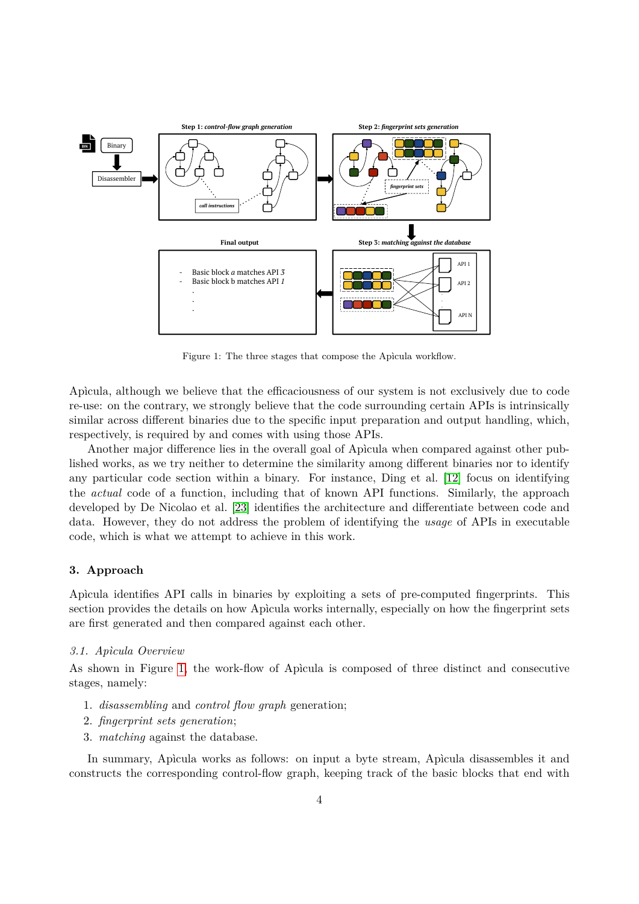Figure 1: The three stages that compose the Apìcula workflow.

Apìcula, although we believe that the efficaciousness of our system is not exclusively due to code re-use: on the contrary, we strongly believe that the code surrounding certain APIs is intrinsically similar across different binaries due to the specific input preparation and output handling, which, respectively, is required by and comes with using those APIs.

Another major difference lies in the overall goal of Apìcula when compared against other published works, as we try neither to determine the similarity among different binaries nor to identify any particular code section within a binary. For instance, Ding et al. [12] focus on identifying the *actual* code of a function, including that of known API functions. Similarly, the approach developed by De Nicolao et al. [23] identifies the architecture and differentiate between code and data. However, they do not address the problem of identifying the *usage* of APIs in executable code, which is what we attempt to achieve in this work.

## 3. Approach

Apìcula identifies API calls in binaries by exploiting a sets of pre-computed fingerprints. This section provides the details on how Apìcula works internally, especially on how the fingerprint sets are first generated and then compared against each other.

### *3.1. Apìcula Overview*

As shown in Figure 1, the work-flow of Apìcula is composed of three distinct and consecutive stages, namely:

1. *disassembling* and *control flow graph* generation;
2. *fingerprint sets generation*;
3. *matching* against the database.

In summary, Apìcula works as follows: on input a byte stream, Apìcula disassembles it and constructs the corresponding control-flow graph, keeping track of the basic blocks that end with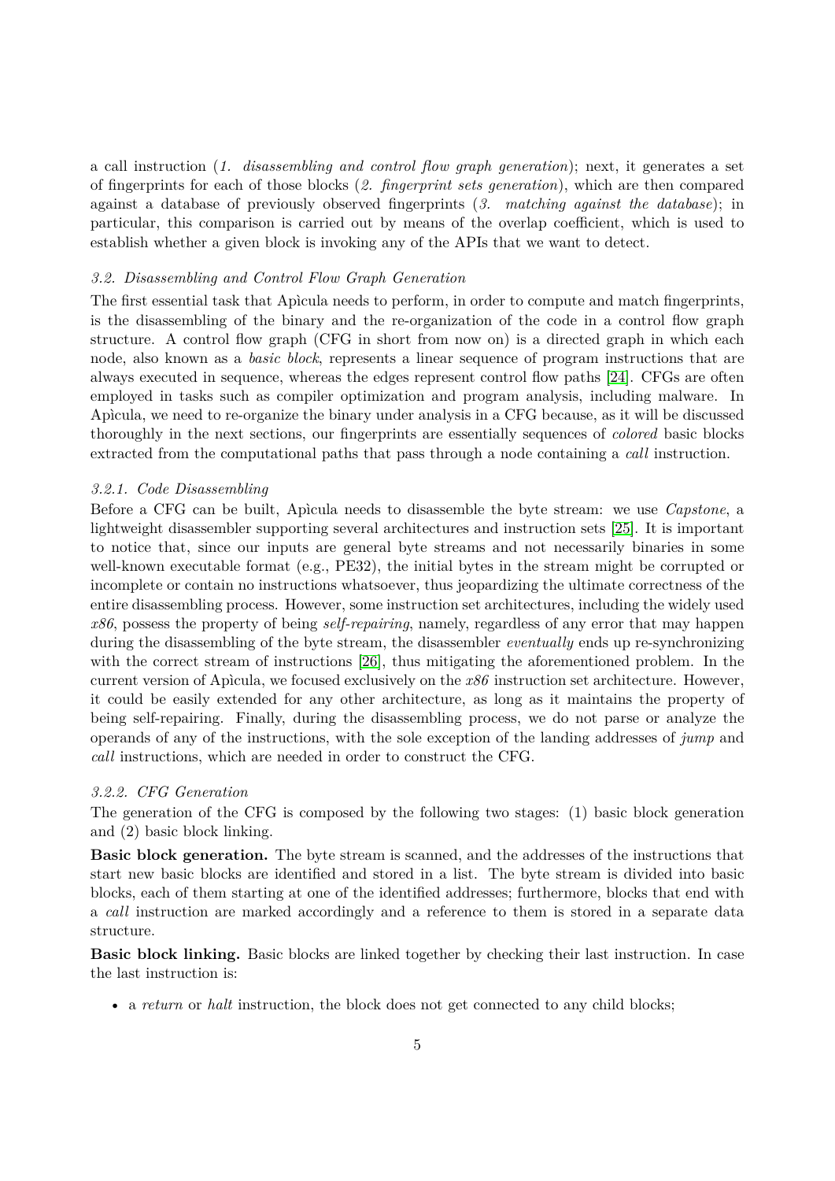a call instruction (*1. disassembling and control flow graph generation*); next, it generates a set of fingerprints for each of those blocks (*2. fingerprint sets generation*), which are then compared against a database of previously observed fingerprints (*3. matching against the database*); in particular, this comparison is carried out by means of the overlap coefficient, which is used to establish whether a given block is invoking any of the APIs that we want to detect.

### *3.2. Disassembling and Control Flow Graph Generation*

The first essential task that Apìcula needs to perform, in order to compute and match fingerprints, is the disassembling of the binary and the re-organization of the code in a control flow graph structure. A control flow graph (CFG in short from now on) is a directed graph in which each node, also known as a *basic block*, represents a linear sequence of program instructions that are always executed in sequence, whereas the edges represent control flow paths [24]. CFGs are often employed in tasks such as compiler optimization and program analysis, including malware. In Apìcula, we need to re-organize the binary under analysis in a CFG because, as it will be discussed thoroughly in the next sections, our fingerprints are essentially sequences of *colored* basic blocks extracted from the computational paths that pass through a node containing a *call* instruction.

#### *3.2.1. Code Disassembling*

Before a CFG can be built, Apìcula needs to disassemble the byte stream: we use *Capstone*, a lightweight disassembler supporting several architectures and instruction sets [25]. It is important to notice that, since our inputs are general byte streams and not necessarily binaries in some well-known executable format (e.g., PE32), the initial bytes in the stream might be corrupted or incomplete or contain no instructions whatsoever, thus jeopardizing the ultimate correctness of the entire disassembling process. However, some instruction set architectures, including the widely used *x86*, possess the property of being *self-repairing*, namely, regardless of any error that may happen during the disassembling of the byte stream, the disassembler *eventually* ends up re-synchronizing with the correct stream of instructions [26], thus mitigating the aforementioned problem. In the current version of Apìcula, we focused exclusively on the *x86* instruction set architecture. However, it could be easily extended for any other architecture, as long as it maintains the property of being self-repairing. Finally, during the disassembling process, we do not parse or analyze the operands of any of the instructions, with the sole exception of the landing addresses of *jump* and *call* instructions, which are needed in order to construct the CFG.

#### *3.2.2. CFG Generation*

The generation of the CFG is composed by the following two stages: (1) basic block generation and (2) basic block linking.

**Basic block generation.** The byte stream is scanned, and the addresses of the instructions that start new basic blocks are identified and stored in a list. The byte stream is divided into basic blocks, each of them starting at one of the identified addresses; furthermore, blocks that end with a *call* instruction are marked accordingly and a reference to them is stored in a separate data structure.

**Basic block linking.** Basic blocks are linked together by checking their last instruction. In case the last instruction is:

- a *return* or *halt* instruction, the block does not get connected to any child blocks;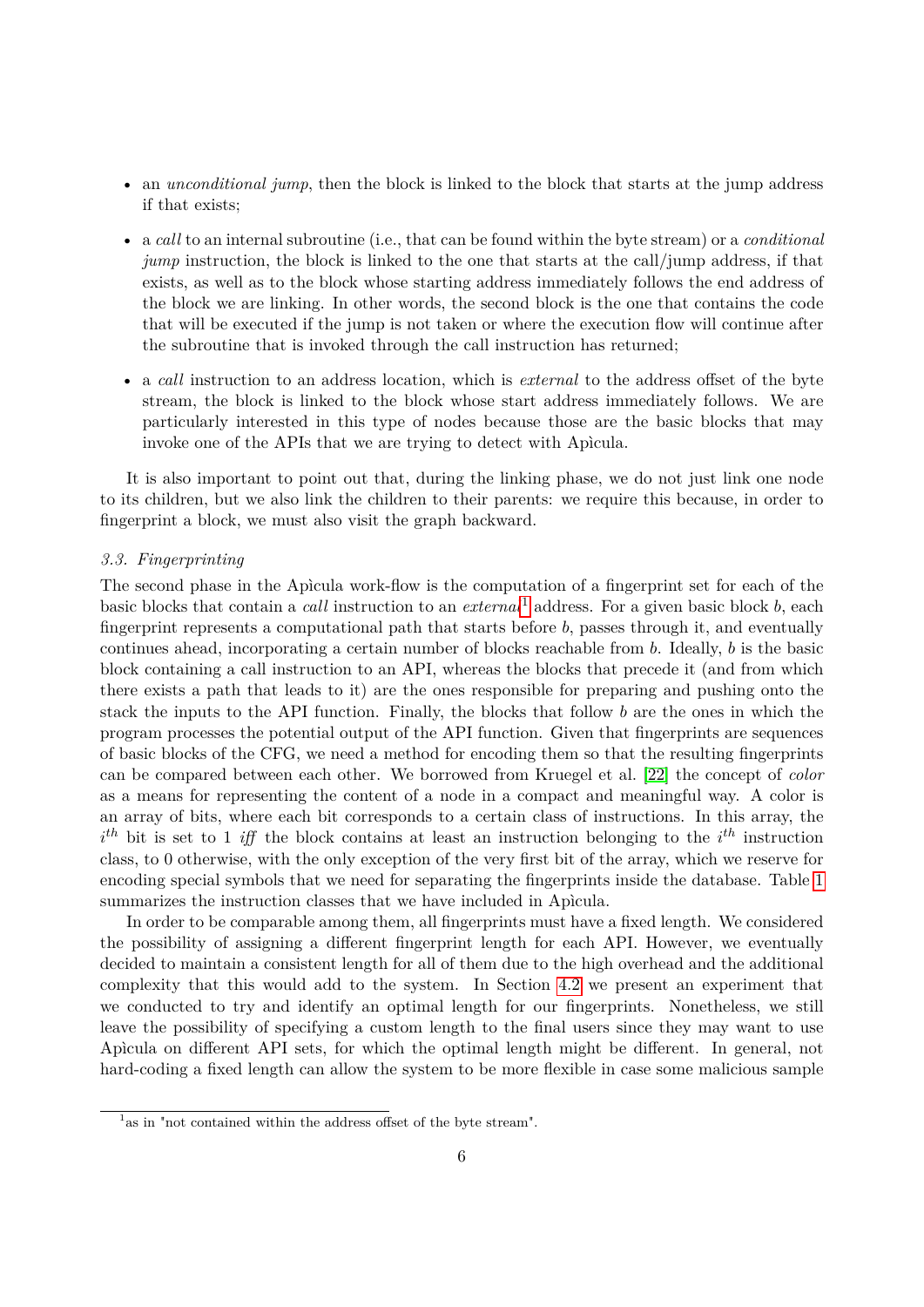- an *unconditional jump*, then the block is linked to the block that starts at the jump address if that exists;
- a *call* to an internal subroutine (i.e., that can be found within the byte stream) or a *conditional jump* instruction, the block is linked to the one that starts at the call/jump address, if that exists, as well as to the block whose starting address immediately follows the end address of the block we are linking. In other words, the second block is the one that contains the code that will be executed if the jump is not taken or where the execution flow will continue after the subroutine that is invoked through the call instruction has returned;
- a *call* instruction to an address location, which is *external* to the address offset of the byte stream, the block is linked to the block whose start address immediately follows. We are particularly interested in this type of nodes because those are the basic blocks that may invoke one of the APIs that we are trying to detect with Apìcula.

It is also important to point out that, during the linking phase, we do not just link one node to its children, but we also link the children to their parents: we require this because, in order to fingerprint a block, we must also visit the graph backward.

### *3.3. Fingerprinting*

The second phase in the Apìcula work-flow is the computation of a fingerprint set for each of the basic blocks that contain a *call* instruction to an *external*[1] address. For a given basic block $b$, each fingerprint represents a computational path that starts before $b$, passes through it, and eventually continues ahead, incorporating a certain number of blocks reachable from $b$. Ideally, $b$ is the basic block containing a call instruction to an API, whereas the blocks that precede it (and from which there exists a path that leads to it) are the ones responsible for preparing and pushing onto the stack the inputs to the API function. Finally, the blocks that follow $b$ are the ones in which the program processes the potential output of the API function. Given that fingerprints are sequences of basic blocks of the CFG, we need a method for encoding them so that the resulting fingerprints can be compared between each other. We borrowed from Kruegel et al. [22] the concept of *color* as a means for representing the content of a node in a compact and meaningful way. A color is an array of bits, where each bit corresponds to a certain class of instructions. In this array, the $i^{th}$ bit is set to 1 *iff* the block contains at least an instruction belonging to the $i^{th}$ instruction class, to 0 otherwise, with the only exception of the very first bit of the array, which we reserve for encoding special symbols that we need for separating the fingerprints inside the database. Table 1 summarizes the instruction classes that we have included in Apìcula.

In order to be comparable among them, all fingerprints must have a fixed length. We considered the possibility of assigning a different fingerprint length for each API. However, we eventually decided to maintain a consistent length for all of them due to the high overhead and the additional complexity that this would add to the system. In Section 4.2 we present an experiment that we conducted to try and identify an optimal length for our fingerprints. Nonetheless, we still leave the possibility of specifying a custom length to the final users since they may want to use Apìcula on different API sets, for which the optimal length might be different. In general, not hard-coding a fixed length can allow the system to be more flexible in case some malicious sample

[1] as in "not contained within the address offset of the byte stream".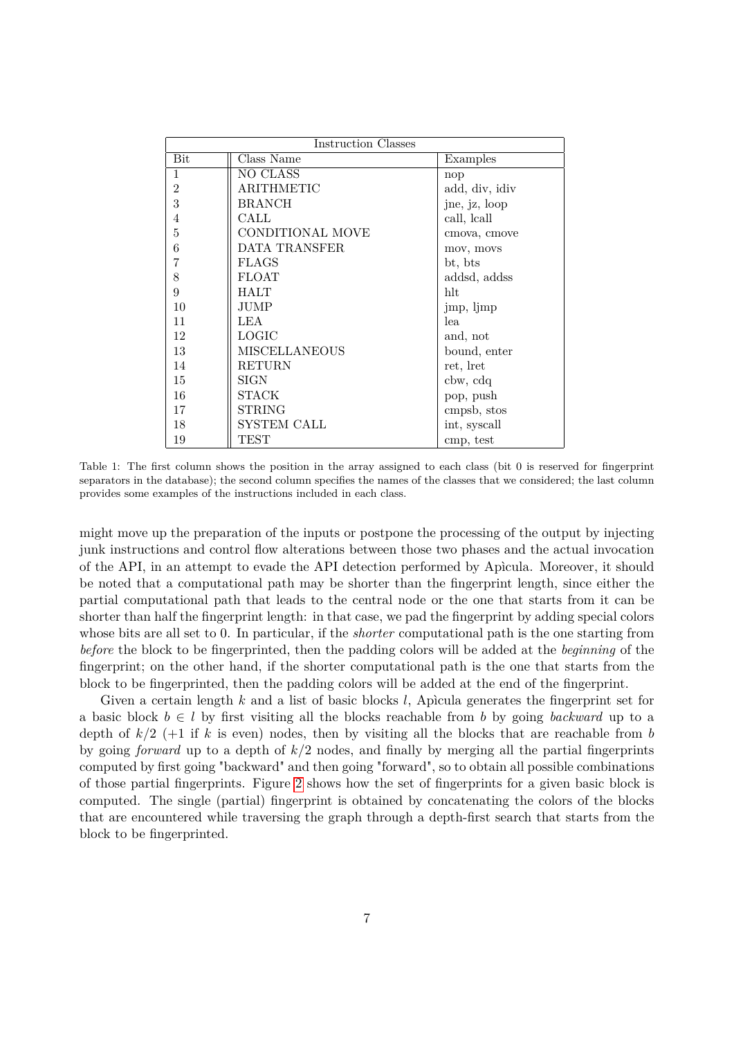| Instruction Classes | | |
|---|---|---|
| Bit | Class Name | Examples |
| 1 | NO CLASS | nop |
| 2 | ARITHMETIC | add, div, idiv |
| 3 | BRANCH | jne, jz, loop |
| 4 | CALL | call, lcall |
| 5 | CONDITIONAL MOVE | cmova, cmove |
| 6 | DATA TRANSFER | mov, movs |
| 7 | FLAGS | bt, bts |
| 8 | FLOAT | addsd, addss |
| 9 | HALT | hlt |
| 10 | JUMP | jmp, ljmp |
| 11 | LEA | lea |
| 12 | LOGIC | and, not |
| 13 | MISCELLANEOUS | bound, enter |
| 14 | RETURN | ret, lret |
| 15 | SIGN | cbw, cdq |
| 16 | STACK | pop, push |
| 17 | STRING | cmpsb, stos |
| 18 | SYSTEM CALL | int, syscall |
| 19 | TEST | cmp, test |

Table 1: The first column shows the position in the array assigned to each class (bit 0 is reserved for fingerprint separators in the database); the second column specifies the names of the classes that we considered; the last column provides some examples of the instructions included in each class.

might move up the preparation of the inputs or postpone the processing of the output by injecting junk instructions and control flow alterations between those two phases and the actual invocation of the API, in an attempt to evade the API detection performed by Apìcula. Moreover, it should be noted that a computational path may be shorter than the fingerprint length, since either the partial computational path that leads to the central node or the one that starts from it can be shorter than half the fingerprint length: in that case, we pad the fingerprint by adding special colors whose bits are all set to 0. In particular, if the *shorter* computational path is the one starting from *before* the block to be fingerprinted, then the padding colors will be added at the *beginning* of the fingerprint; on the other hand, if the shorter computational path is the one that starts from the block to be fingerprinted, then the padding colors will be added at the end of the fingerprint.

Given a certain length $k$ and a list of basic blocks $l$, Apìcula generates the fingerprint set for a basic block $b \in l$ by first visiting all the blocks reachable from $b$ by going *backward* up to a depth of $k/2$ (+1 if $k$ is even) nodes, then by visiting all the blocks that are reachable from $b$ by going *forward* up to a depth of $k/2$ nodes, and finally by merging all the partial fingerprints computed by first going "backward" and then going "forward", so to obtain all possible combinations of those partial fingerprints. Figure 2 shows how the set of fingerprints for a given basic block is computed. The single (partial) fingerprint is obtained by concatenating the colors of the blocks that are encountered while traversing the graph through a depth-first search that starts from the block to be fingerprinted.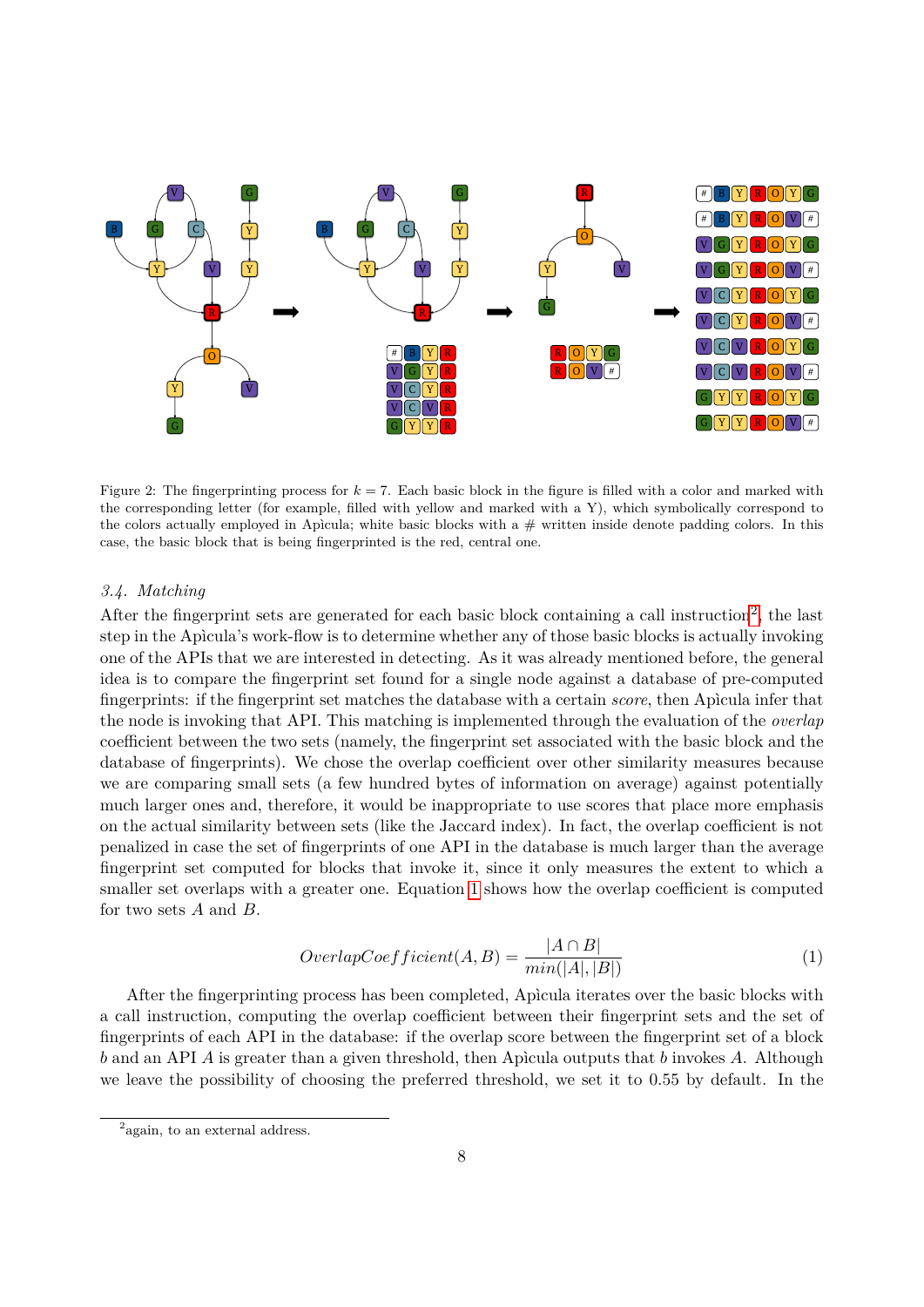Figure 2: The fingerprinting process for $k = 7$. Each basic block in the figure is filled with a color and marked with the corresponding letter (for example, filled with yellow and marked with a Y), which symbolically correspond to the colors actually employed in Apìcula; white basic blocks with a # written inside denote padding colors. In this case, the basic block that is being fingerprinted is the red, central one.

### 3.4. Matching

After the fingerprint sets are generated for each basic block containing a call instruction[2], the last step in the Apìcula's work-flow is to determine whether any of those basic blocks is actually invoking one of the APIs that we are interested in detecting. As it was already mentioned before, the general idea is to compare the fingerprint set found for a single node against a database of pre-computed fingerprints: if the fingerprint set matches the database with a certain *score*, then Apìcula infer that the node is invoking that API. This matching is implemented through the evaluation of the *overlap* coefficient between the two sets (namely, the fingerprint set associated with the basic block and the database of fingerprints). We chose the overlap coefficient over other similarity measures because we are comparing small sets (a few hundred bytes of information on average) against potentially much larger ones and, therefore, it would be inappropriate to use scores that place more emphasis on the actual similarity between sets (like the Jaccard index). In fact, the overlap coefficient is not penalized in case the set of fingerprints of one API in the database is much larger than the average fingerprint set computed for blocks that invoke it, since it only measures the extent to which a smaller set overlaps with a greater one. Equation 1 shows how the overlap coefficient is computed for two sets $A$ and $B$.

$$OverlapCoefficient(A, B) = \frac{|A \cap B|}{min(|A|, |B|)} \tag{1}$$

After the fingerprinting process has been completed, Apìcula iterates over the basic blocks with a call instruction, computing the overlap coefficient between their fingerprint sets and the set of fingerprints of each API in the database: if the overlap score between the fingerprint set of a block $b$ and an API $A$ is greater than a given threshold, then Apìcula outputs that $b$ invokes $A$. Although we leave the possibility of choosing the preferred threshold, we set it to 0.55 by default. In the

[2] again, to an external address.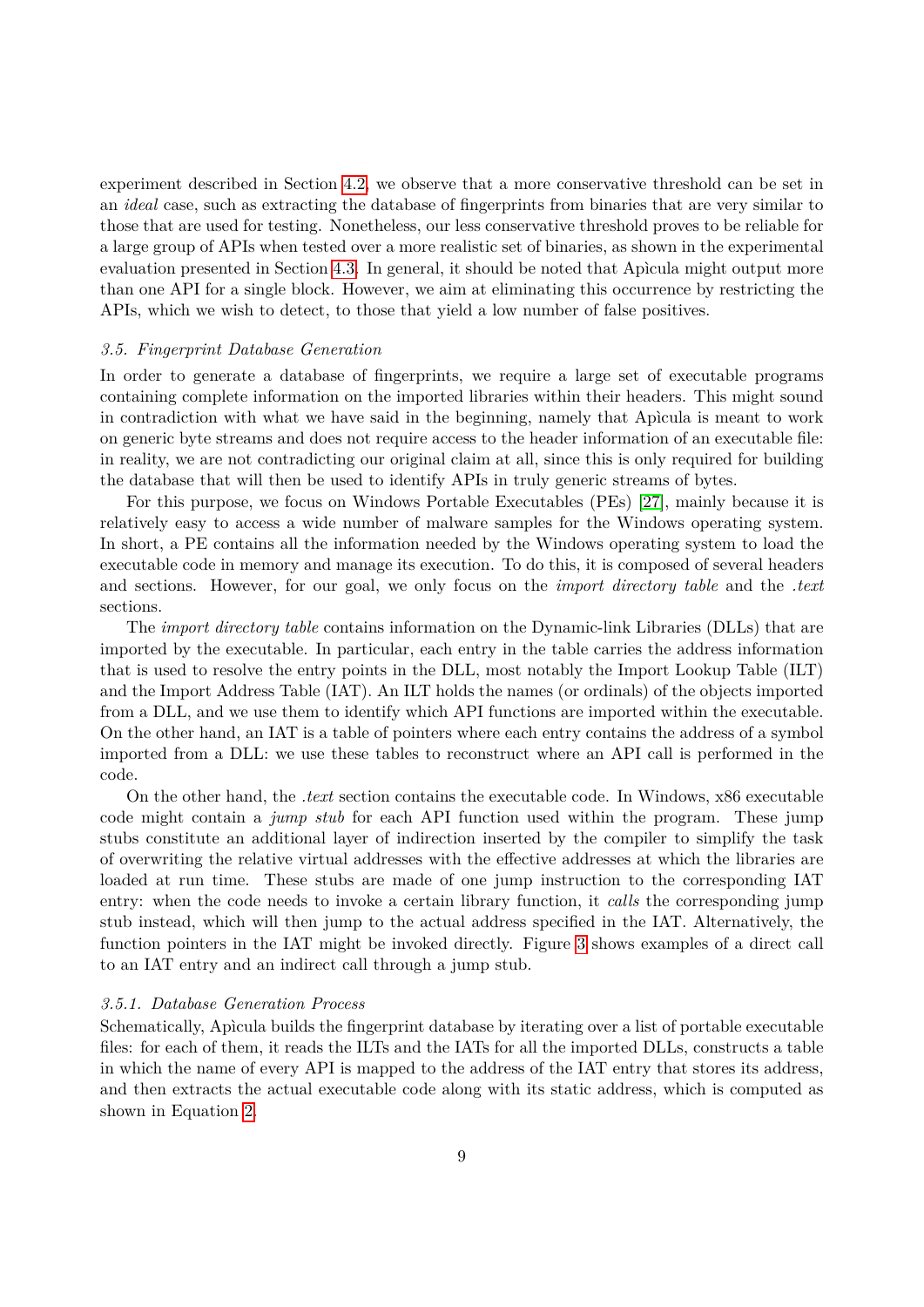experiment described in Section 4.2, we observe that a more conservative threshold can be set in an *ideal* case, such as extracting the database of fingerprints from binaries that are very similar to those that are used for testing. Nonetheless, our less conservative threshold proves to be reliable for a large group of APIs when tested over a more realistic set of binaries, as shown in the experimental evaluation presented in Section 4.3. In general, it should be noted that Apìcula might output more than one API for a single block. However, we aim at eliminating this occurrence by restricting the APIs, which we wish to detect, to those that yield a low number of false positives.

### *3.5. Fingerprint Database Generation*

In order to generate a database of fingerprints, we require a large set of executable programs containing complete information on the imported libraries within their headers. This might sound in contradiction with what we have said in the beginning, namely that Apìcula is meant to work on generic byte streams and does not require access to the header information of an executable file: in reality, we are not contradicting our original claim at all, since this is only required for building the database that will then be used to identify APIs in truly generic streams of bytes.

For this purpose, we focus on Windows Portable Executables (PEs) [27], mainly because it is relatively easy to access a wide number of malware samples for the Windows operating system. In short, a PE contains all the information needed by the Windows operating system to load the executable code in memory and manage its execution. To do this, it is composed of several headers and sections. However, for our goal, we only focus on the *import directory table* and the *.text* sections.

The *import directory table* contains information on the Dynamic-link Libraries (DLLs) that are imported by the executable. In particular, each entry in the table carries the address information that is used to resolve the entry points in the DLL, most notably the Import Lookup Table (ILT) and the Import Address Table (IAT). An ILT holds the names (or ordinals) of the objects imported from a DLL, and we use them to identify which API functions are imported within the executable. On the other hand, an IAT is a table of pointers where each entry contains the address of a symbol imported from a DLL: we use these tables to reconstruct where an API call is performed in the code.

On the other hand, the *.text* section contains the executable code. In Windows, x86 executable code might contain a *jump stub* for each API function used within the program. These jump stubs constitute an additional layer of indirection inserted by the compiler to simplify the task of overwriting the relative virtual addresses with the effective addresses at which the libraries are loaded at run time. These stubs are made of one jump instruction to the corresponding IAT entry: when the code needs to invoke a certain library function, it *calls* the corresponding jump stub instead, which will then jump to the actual address specified in the IAT. Alternatively, the function pointers in the IAT might be invoked directly. Figure 3 shows examples of a direct call to an IAT entry and an indirect call through a jump stub.

#### *3.5.1. Database Generation Process*

Schematically, Apìcula builds the fingerprint database by iterating over a list of portable executable files: for each of them, it reads the ILTs and the IATs for all the imported DLLs, constructs a table in which the name of every API is mapped to the address of the IAT entry that stores its address, and then extracts the actual executable code along with its static address, which is computed as shown in Equation 2.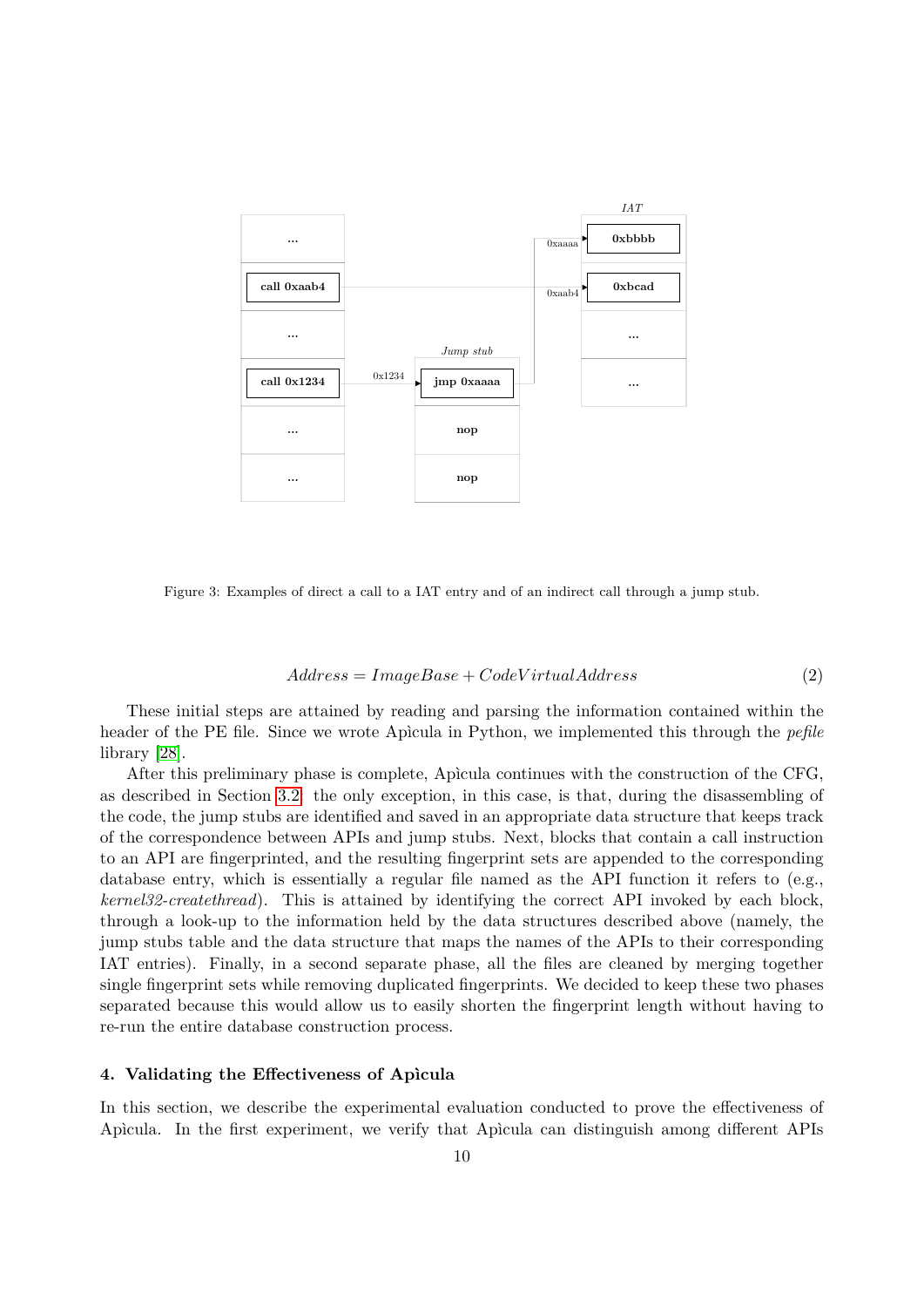Figure 3: Examples of direct a call to a IAT entry and of an indirect call through a jump stub.

$$Address = ImageBase + CodeVirtualAddress \tag{2}$$

These initial steps are attained by reading and parsing the information contained within the header of the PE file. Since we wrote Apìcula in Python, we implemented this through the *pefile* library [28].

After this preliminary phase is complete, Apìcula continues with the construction of the CFG, as described in Section 3.2: the only exception, in this case, is that, during the disassembling of the code, the jump stubs are identified and saved in an appropriate data structure that keeps track of the correspondence between APIs and jump stubs. Next, blocks that contain a call instruction to an API are fingerprinted, and the resulting fingerprint sets are appended to the corresponding database entry, which is essentially a regular file named as the API function it refers to (e.g., *kernel32-createthread*). This is attained by identifying the correct API invoked by each block, through a look-up to the information held by the data structures described above (namely, the jump stubs table and the data structure that maps the names of the APIs to their corresponding IAT entries). Finally, in a second separate phase, all the files are cleaned by merging together single fingerprint sets while removing duplicated fingerprints. We decided to keep these two phases separated because this would allow us to easily shorten the fingerprint length without having to re-run the entire database construction process.

## 4. Validating the Effectiveness of Apìcula

In this section, we describe the experimental evaluation conducted to prove the effectiveness of Apìcula. In the first experiment, we verify that Apìcula can distinguish among different APIs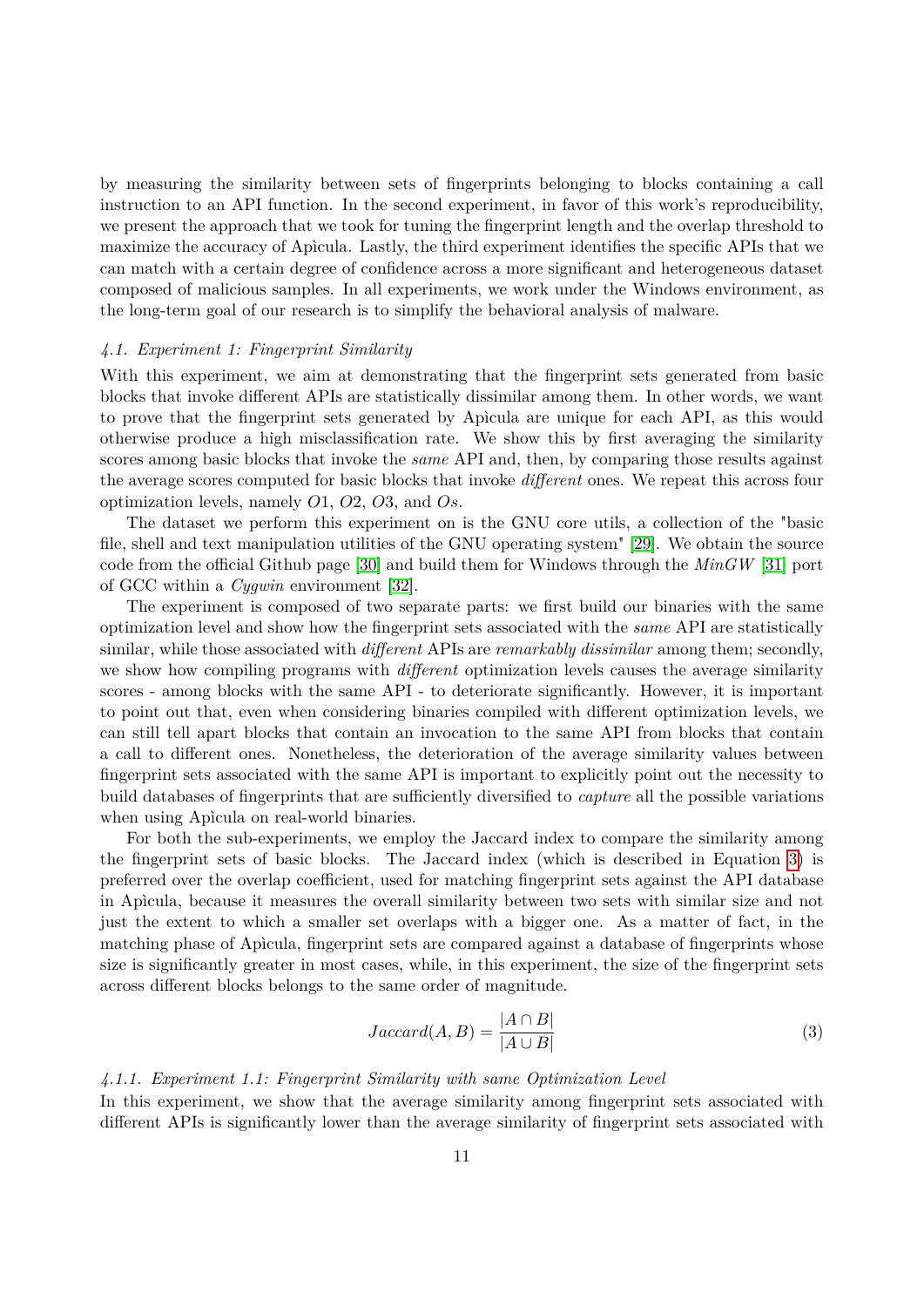by measuring the similarity between sets of fingerprints belonging to blocks containing a call instruction to an API function. In the second experiment, in favor of this work's reproducibility, we present the approach that we took for tuning the fingerprint length and the overlap threshold to maximize the accuracy of Apìcula. Lastly, the third experiment identifies the specific APIs that we can match with a certain degree of confidence across a more significant and heterogeneous dataset composed of malicious samples. In all experiments, we work under the Windows environment, as the long-term goal of our research is to simplify the behavioral analysis of malware.

### *4.1. Experiment 1: Fingerprint Similarity*

With this experiment, we aim at demonstrating that the fingerprint sets generated from basic blocks that invoke different APIs are statistically dissimilar among them. In other words, we want to prove that the fingerprint sets generated by Apìcula are unique for each API, as this would otherwise produce a high misclassification rate. We show this by first averaging the similarity scores among basic blocks that invoke the *same* API and, then, by comparing those results against the average scores computed for basic blocks that invoke *different* ones. We repeat this across four optimization levels, namely $O1$, $O2$, $O3$, and $Os$.

The dataset we perform this experiment on is the GNU core utils, a collection of the "basic file, shell and text manipulation utilities of the GNU operating system" [29]. We obtain the source code from the official Github page [30] and build them for Windows through the *MinGW* [31] port of GCC within a *Cygwin* environment [32].

The experiment is composed of two separate parts: we first build our binaries with the same optimization level and show how the fingerprint sets associated with the *same* API are statistically similar, while those associated with *different* APIs are *remarkably dissimilar* among them; secondly, we show how compiling programs with *different* optimization levels causes the average similarity scores - among blocks with the same API - to deteriorate significantly. However, it is important to point out that, even when considering binaries compiled with different optimization levels, we can still tell apart blocks that contain an invocation to the same API from blocks that contain a call to different ones. Nonetheless, the deterioration of the average similarity values between fingerprint sets associated with the same API is important to explicitly point out the necessity to build databases of fingerprints that are sufficiently diversified to *capture* all the possible variations when using Apìcula on real-world binaries.

For both the sub-experiments, we employ the Jaccard index to compare the similarity among the fingerprint sets of basic blocks. The Jaccard index (which is described in Equation 3) is preferred over the overlap coefficient, used for matching fingerprint sets against the API database in Apìcula, because it measures the overall similarity between two sets with similar size and not just the extent to which a smaller set overlaps with a bigger one. As a matter of fact, in the matching phase of Apìcula, fingerprint sets are compared against a database of fingerprints whose size is significantly greater in most cases, while, in this experiment, the size of the fingerprint sets across different blocks belongs to the same order of magnitude.

$$Jaccard(A, B) = \frac{|A \cap B|}{|A \cup B|} \tag{3}$$

#### *4.1.1. Experiment 1.1: Fingerprint Similarity with same Optimization Level*

In this experiment, we show that the average similarity among fingerprint sets associated with different APIs is significantly lower than the average similarity of fingerprint sets associated with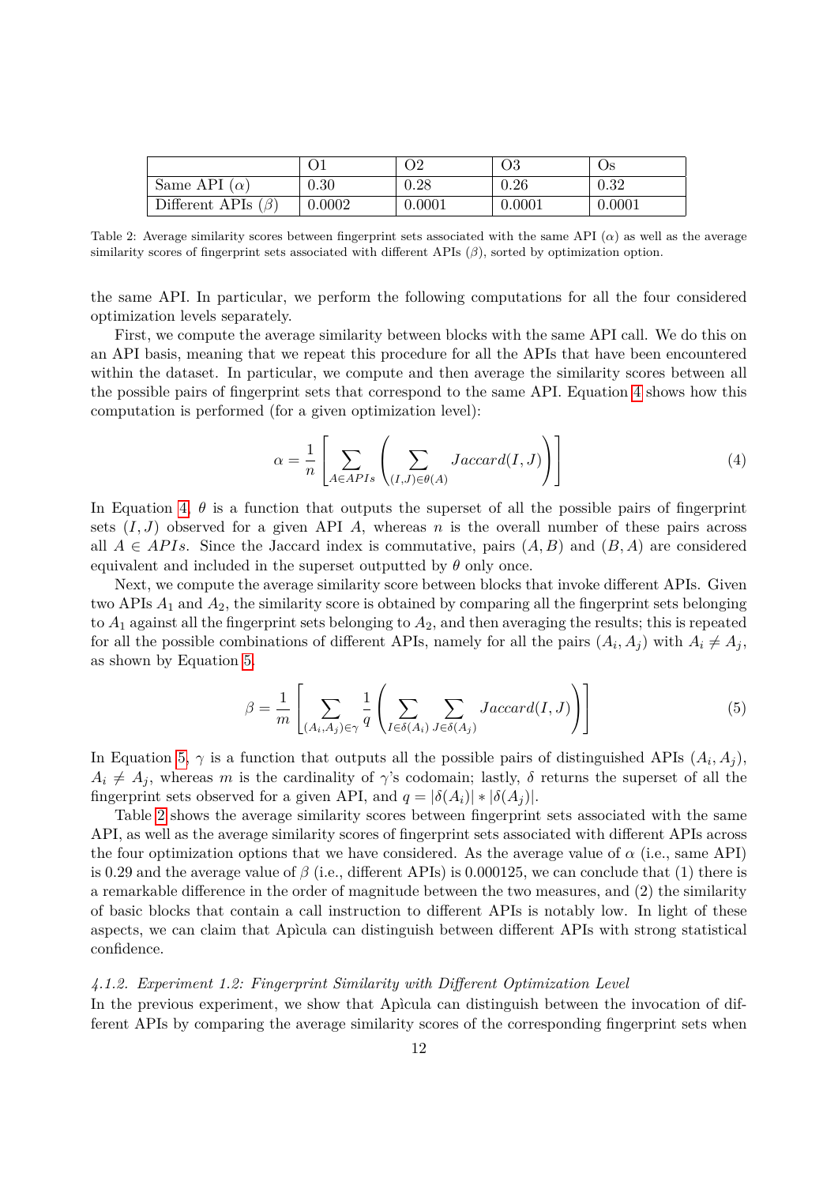|  | O1 | O2 | O3 | Os |
| --- | --- | --- | --- | --- |
| Same API ($\alpha$) | 0.30 | 0.28 | 0.26 | 0.32 |
| Different APIs ($\beta$) | 0.0002 | 0.0001 | 0.0001 | 0.0001 |

Table 2: Average similarity scores between fingerprint sets associated with the same API ($\alpha$) as well as the average similarity scores of fingerprint sets associated with different APIs ($\beta$), sorted by optimization option.

the same API. In particular, we perform the following computations for all the four considered optimization levels separately.

First, we compute the average similarity between blocks with the same API call. We do this on an API basis, meaning that we repeat this procedure for all the APIs that have been encountered within the dataset. In particular, we compute and then average the similarity scores between all the possible pairs of fingerprint sets that correspond to the same API. Equation 4 shows how this computation is performed (for a given optimization level):

$$\alpha = \frac{1}{n}\left[\sum_{A \in APIs}\left(\sum_{(I,J)\in\theta(A)} Jaccard(I,J)\right)\right] \tag{4}$$

In Equation 4, $\theta$ is a function that outputs the superset of all the possible pairs of fingerprint sets $(I, J)$ observed for a given API $A$, whereas $n$ is the overall number of these pairs across all $A \in APIs$. Since the Jaccard index is commutative, pairs $(A, B)$ and $(B, A)$ are considered equivalent and included in the superset outputted by $\theta$ only once.

Next, we compute the average similarity score between blocks that invoke different APIs. Given two APIs $A_1$ and $A_2$, the similarity score is obtained by comparing all the fingerprint sets belonging to $A_1$ against all the fingerprint sets belonging to $A_2$, and then averaging the results; this is repeated for all the possible combinations of different APIs, namely for all the pairs $(A_i, A_j)$ with $A_i \neq A_j$, as shown by Equation 5.

$$\beta = \frac{1}{m}\left[\sum_{(A_i,A_j)\in\gamma} \frac{1}{q}\left(\sum_{I\in\delta(A_i)}\sum_{J\in\delta(A_j)} Jaccard(I,J)\right)\right] \tag{5}$$

In Equation 5, $\gamma$ is a function that outputs all the possible pairs of distinguished APIs $(A_i, A_j)$, $A_i \neq A_j$, whereas $m$ is the cardinality of $\gamma$'s codomain; lastly, $\delta$ returns the superset of all the fingerprint sets observed for a given API, and $q = |\delta(A_i)| * |\delta(A_j)|$.

Table 2 shows the average similarity scores between fingerprint sets associated with the same API, as well as the average similarity scores of fingerprint sets associated with different APIs across the four optimization options that we have considered. As the average value of $\alpha$ (i.e., same API) is 0.29 and the average value of $\beta$ (i.e., different APIs) is 0.000125, we can conclude that (1) there is a remarkable difference in the order of magnitude between the two measures, and (2) the similarity of basic blocks that contain a call instruction to different APIs is notably low. In light of these aspects, we can claim that Apìcula can distinguish between different APIs with strong statistical confidence.

#### *4.1.2. Experiment 1.2: Fingerprint Similarity with Different Optimization Level*

In the previous experiment, we show that Apìcula can distinguish between the invocation of different APIs by comparing the average similarity scores of the corresponding fingerprint sets when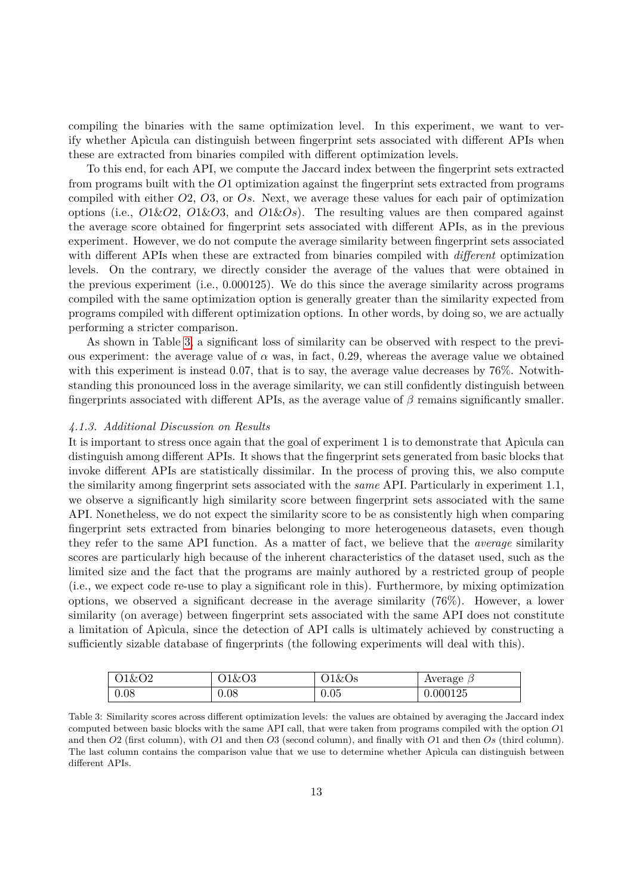compiling the binaries with the same optimization level. In this experiment, we want to verify whether Apìcula can distinguish between fingerprint sets associated with different APIs when these are extracted from binaries compiled with different optimization levels.

To this end, for each API, we compute the Jaccard index between the fingerprint sets extracted from programs built with the $O1$ optimization against the fingerprint sets extracted from programs compiled with either $O2$, $O3$, or $Os$. Next, we average these values for each pair of optimization options (i.e., $O1$&$O2$, $O1$&$O3$, and $O1$&$Os$). The resulting values are then compared against the average score obtained for fingerprint sets associated with different APIs, as in the previous experiment. However, we do not compute the average similarity between fingerprint sets associated with different APIs when these are extracted from binaries compiled with *different* optimization levels. On the contrary, we directly consider the average of the values that were obtained in the previous experiment (i.e., 0.000125). We do this since the average similarity across programs compiled with the same optimization option is generally greater than the similarity expected from programs compiled with different optimization options. In other words, by doing so, we are actually performing a stricter comparison.

As shown in Table 3, a significant loss of similarity can be observed with respect to the previous experiment: the average value of $\alpha$ was, in fact, 0.29, whereas the average value we obtained with this experiment is instead 0.07, that is to say, the average value decreases by 76%. Notwithstanding this pronounced loss in the average similarity, we can still confidently distinguish between fingerprints associated with different APIs, as the average value of $\beta$ remains significantly smaller.

#### *4.1.3. Additional Discussion on Results*

It is important to stress once again that the goal of experiment 1 is to demonstrate that Apìcula can distinguish among different APIs. It shows that the fingerprint sets generated from basic blocks that invoke different APIs are statistically dissimilar. In the process of proving this, we also compute the similarity among fingerprint sets associated with the *same* API. Particularly in experiment 1.1, we observe a significantly high similarity score between fingerprint sets associated with the same API. Nonetheless, we do not expect the similarity score to be as consistently high when comparing fingerprint sets extracted from binaries belonging to more heterogeneous datasets, even though they refer to the same API function. As a matter of fact, we believe that the *average* similarity scores are particularly high because of the inherent characteristics of the dataset used, such as the limited size and the fact that the programs are mainly authored by a restricted group of people (i.e., we expect code re-use to play a significant role in this). Furthermore, by mixing optimization options, we observed a significant decrease in the average similarity (76%). However, a lower similarity (on average) between fingerprint sets associated with the same API does not constitute a limitation of Apìcula, since the detection of API calls is ultimately achieved by constructing a sufficiently sizable database of fingerprints (the following experiments will deal with this).

| O1&O2 | O1&O3 | O1&Os | Average $\beta$ |
|---|---|---|---|
| 0.08 | 0.08 | 0.05 | 0.000125 |

Table 3: Similarity scores across different optimization levels: the values are obtained by averaging the Jaccard index computed between basic blocks with the same API call, that were taken from programs compiled with the option $O1$ and then $O2$ (first column), with $O1$ and then $O3$ (second column), and finally with $O1$ and then $Os$ (third column). The last column contains the comparison value that we use to determine whether Apìcula can distinguish between different APIs.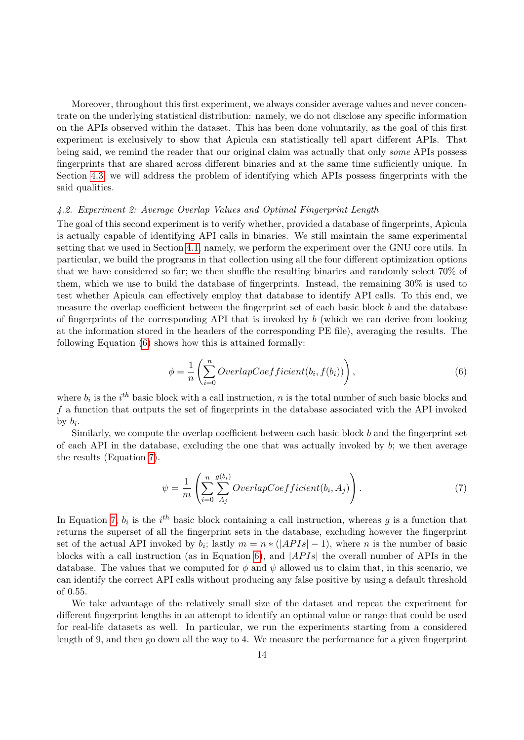Moreover, throughout this first experiment, we always consider average values and never concentrate on the underlying statistical distribution: namely, we do not disclose any specific information on the APIs observed within the dataset. This has been done voluntarily, as the goal of this first experiment is exclusively to show that Apìcula can statistically tell apart different APIs. That being said, we remind the reader that our original claim was actually that only *some* APIs possess fingerprints that are shared across different binaries and at the same time sufficiently unique. In Section 4.3, we will address the problem of identifying which APIs possess fingerprints with the said qualities.

### 4.2. Experiment 2: Average Overlap Values and Optimal Fingerprint Length

The goal of this second experiment is to verify whether, provided a database of fingerprints, Apìcula is actually capable of identifying API calls in binaries. We still maintain the same experimental setting that we used in Section 4.1; namely, we perform the experiment over the GNU core utils. In particular, we build the programs in that collection using all the four different optimization options that we have considered so far; we then shuffle the resulting binaries and randomly select 70% of them, which we use to build the database of fingerprints. Instead, the remaining 30% is used to test whether Apìcula can effectively employ that database to identify API calls. To this end, we measure the overlap coefficient between the fingerprint set of each basic block $b$ and the database of fingerprints of the corresponding API that is invoked by $b$ (which we can derive from looking at the information stored in the headers of the corresponding PE file), averaging the results. The following Equation (6) shows how this is attained formally:

$$\phi = \frac{1}{n}\left(\sum_{i=0}^{n} OverlapCoefficient(b_i, f(b_i))\right), \tag{6}$$

where $b_i$ is the $i^{th}$ basic block with a call instruction, $n$ is the total number of such basic blocks and $f$ a function that outputs the set of fingerprints in the database associated with the API invoked by $b_i$.

Similarly, we compute the overlap coefficient between each basic block $b$ and the fingerprint set of each API in the database, excluding the one that was actually invoked by $b$; we then average the results (Equation 7).

$$\psi = \frac{1}{m}\left(\sum_{i=0}^{n}\sum_{A_j}^{g(b_i)} OverlapCoefficient(b_i, A_j)\right). \tag{7}$$

In Equation 7, $b_i$ is the $i^{th}$ basic block containing a call instruction, whereas $g$ is a function that returns the superset of all the fingerprint sets in the database, excluding however the fingerprint set of the actual API invoked by $b_i$; lastly $m = n * (|APIs| - 1)$, where $n$ is the number of basic blocks with a call instruction (as in Equation 6), and $|APIs|$ the overall number of APIs in the database. The values that we computed for $\phi$ and $\psi$ allowed us to claim that, in this scenario, we can identify the correct API calls without producing any false positive by using a default threshold of 0.55.

We take advantage of the relatively small size of the dataset and repeat the experiment for different fingerprint lengths in an attempt to identify an optimal value or range that could be used for real-life datasets as well. In particular, we run the experiments starting from a considered length of 9, and then go down all the way to 4. We measure the performance for a given fingerprint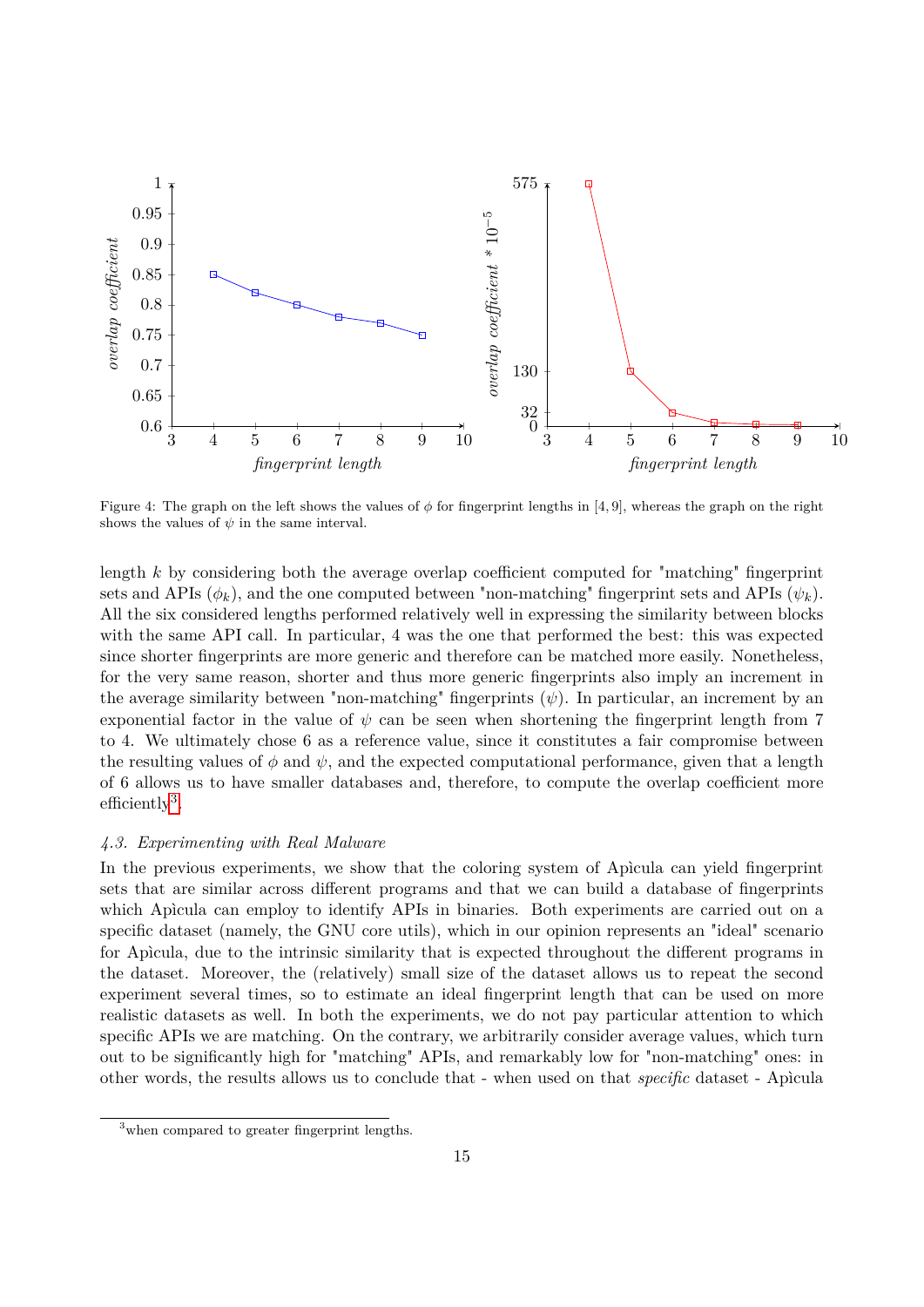Figure 4: The graph on the left shows the values of $\phi$ for fingerprint lengths in $[4, 9]$, whereas the graph on the right shows the values of $\psi$ in the same interval.

length $k$ by considering both the average overlap coefficient computed for "matching" fingerprint sets and APIs ($\phi_k$), and the one computed between "non-matching" fingerprint sets and APIs ($\psi_k$). All the six considered lengths performed relatively well in expressing the similarity between blocks with the same API call. In particular, 4 was the one that performed the best: this was expected since shorter fingerprints are more generic and therefore can be matched more easily. Nonetheless, for the very same reason, shorter and thus more generic fingerprints also imply an increment in the average similarity between "non-matching" fingerprints ($\psi$). In particular, an increment by an exponential factor in the value of $\psi$ can be seen when shortening the fingerprint length from 7 to 4. We ultimately chose 6 as a reference value, since it constitutes a fair compromise between the resulting values of $\phi$ and $\psi$, and the expected computational performance, given that a length of 6 allows us to have smaller databases and, therefore, to compute the overlap coefficient more efficiently[3].

*4.3. Experimenting with Real Malware*

In the previous experiments, we show that the coloring system of Apìcula can yield fingerprint sets that are similar across different programs and that we can build a database of fingerprints which Apìcula can employ to identify APIs in binaries. Both experiments are carried out on a specific dataset (namely, the GNU core utils), which in our opinion represents an "ideal" scenario for Apìcula, due to the intrinsic similarity that is expected throughout the different programs in the dataset. Moreover, the (relatively) small size of the dataset allows us to repeat the second experiment several times, so to estimate an ideal fingerprint length that can be used on more realistic datasets as well. In both the experiments, we do not pay particular attention to which specific APIs we are matching. On the contrary, we arbitrarily consider average values, which turn out to be significantly high for "matching" APIs, and remarkably low for "non-matching" ones: in other words, the results allows us to conclude that - when used on that *specific* dataset - Apìcula

[3] when compared to greater fingerprint lengths.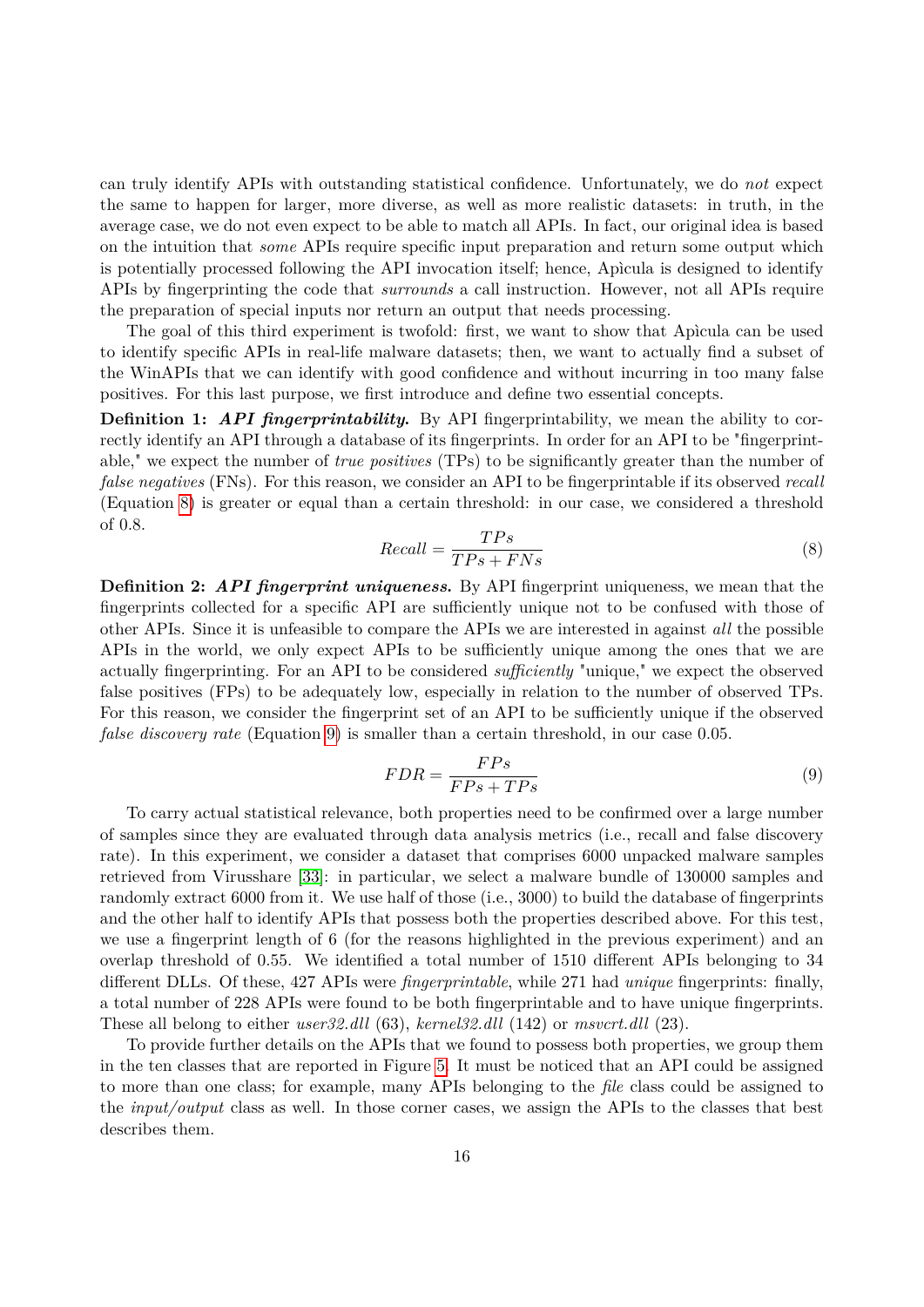can truly identify APIs with outstanding statistical confidence. Unfortunately, we do *not* expect the same to happen for larger, more diverse, as well as more realistic datasets: in truth, in the average case, we do not even expect to be able to match all APIs. In fact, our original idea is based on the intuition that *some* APIs require specific input preparation and return some output which is potentially processed following the API invocation itself; hence, Apìcula is designed to identify APIs by fingerprinting the code that *surrounds* a call instruction. However, not all APIs require the preparation of special inputs nor return an output that needs processing.

The goal of this third experiment is twofold: first, we want to show that Apìcula can be used to identify specific APIs in real-life malware datasets; then, we want to actually find a subset of the WinAPIs that we can identify with good confidence and without incurring in too many false positives. For this last purpose, we first introduce and define two essential concepts.

**Definition 1:** ***API fingerprintability.*** By API fingerprintability, we mean the ability to correctly identify an API through a database of its fingerprints. In order for an API to be "fingerprintable," we expect the number of *true positives* (TPs) to be significantly greater than the number of *false negatives* (FNs). For this reason, we consider an API to be fingerprintable if its observed *recall* (Equation 8) is greater or equal than a certain threshold: in our case, we considered a threshold of 0.8.

$$Recall = \frac{TPs}{TPs + FNs} \tag{8}$$

**Definition 2:** ***API fingerprint uniqueness.*** By API fingerprint uniqueness, we mean that the fingerprints collected for a specific API are sufficiently unique not to be confused with those of other APIs. Since it is unfeasible to compare the APIs we are interested in against *all* the possible APIs in the world, we only expect APIs to be sufficiently unique among the ones that we are actually fingerprinting. For an API to be considered *sufficiently* "unique," we expect the observed false positives (FPs) to be adequately low, especially in relation to the number of observed TPs. For this reason, we consider the fingerprint set of an API to be sufficiently unique if the observed *false discovery rate* (Equation 9) is smaller than a certain threshold, in our case 0.05.

$$FDR = \frac{FPs}{FPs + TPs} \tag{9}$$

To carry actual statistical relevance, both properties need to be confirmed over a large number of samples since they are evaluated through data analysis metrics (i.e., recall and false discovery rate). In this experiment, we consider a dataset that comprises 6000 unpacked malware samples retrieved from Virusshare [33]: in particular, we select a malware bundle of 130000 samples and randomly extract 6000 from it. We use half of those (i.e., 3000) to build the database of fingerprints and the other half to identify APIs that possess both the properties described above. For this test, we use a fingerprint length of 6 (for the reasons highlighted in the previous experiment) and an overlap threshold of 0.55. We identified a total number of 1510 different APIs belonging to 34 different DLLs. Of these, 427 APIs were *fingerprintable*, while 271 had *unique* fingerprints: finally, a total number of 228 APIs were found to be both fingerprintable and to have unique fingerprints. These all belong to either *user32.dll* (63), *kernel32.dll* (142) or *msvcrt.dll* (23).

To provide further details on the APIs that we found to possess both properties, we group them in the ten classes that are reported in Figure 5. It must be noticed that an API could be assigned to more than one class; for example, many APIs belonging to the *file* class could be assigned to the *input/output* class as well. In those corner cases, we assign the APIs to the classes that best describes them.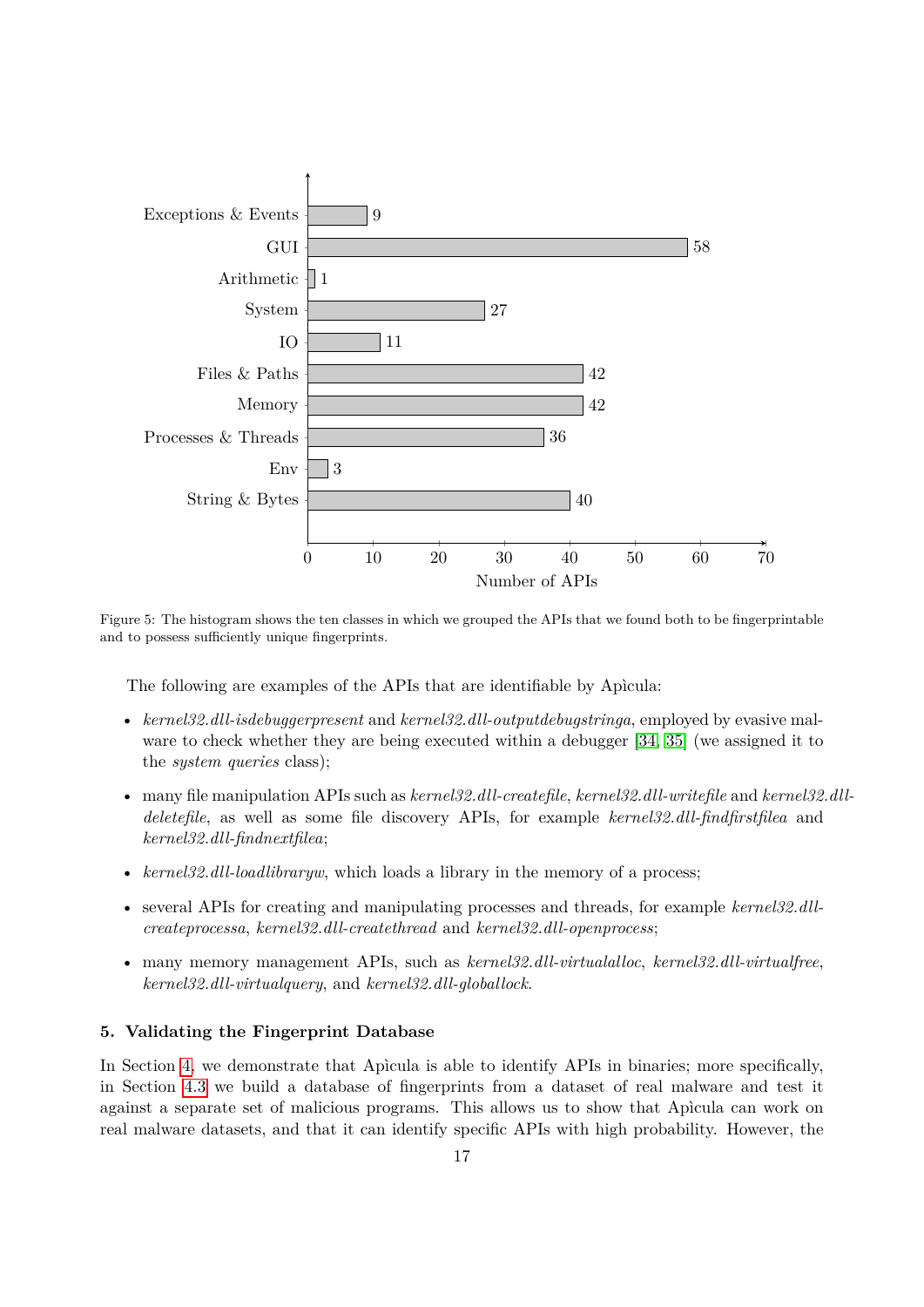Figure 5: The histogram shows the ten classes in which we grouped the APIs that we found both to be fingerprintable and to possess sufficiently unique fingerprints.

The following are examples of the APIs that are identifiable by Apìcula:

- *kernel32.dll-isdebuggerpresent* and *kernel32.dll-outputdebugstringa*, employed by evasive malware to check whether they are being executed within a debugger [34, 35] (we assigned it to the *system queries* class);
- many file manipulation APIs such as *kernel32.dll-createfile*, *kernel32.dll-writefile* and *kernel32.dll-deletefile*, as well as some file discovery APIs, for example *kernel32.dll-findfirstfilea* and *kernel32.dll-findnextfilea*;
- *kernel32.dll-loadlibraryw*, which loads a library in the memory of a process;
- several APIs for creating and manipulating processes and threads, for example *kernel32.dll-createprocessa*, *kernel32.dll-createthread* and *kernel32.dll-openprocess*;
- many memory management APIs, such as *kernel32.dll-virtualalloc*, *kernel32.dll-virtualfree*, *kernel32.dll-virtualquery*, and *kernel32.dll-globallock*.

## 5. Validating the Fingerprint Database

In Section 4, we demonstrate that Apìcula is able to identify APIs in binaries; more specifically, in Section 4.3 we build a database of fingerprints from a dataset of real malware and test it against a separate set of malicious programs. This allows us to show that Apìcula can work on real malware datasets, and that it can identify specific APIs with high probability. However, the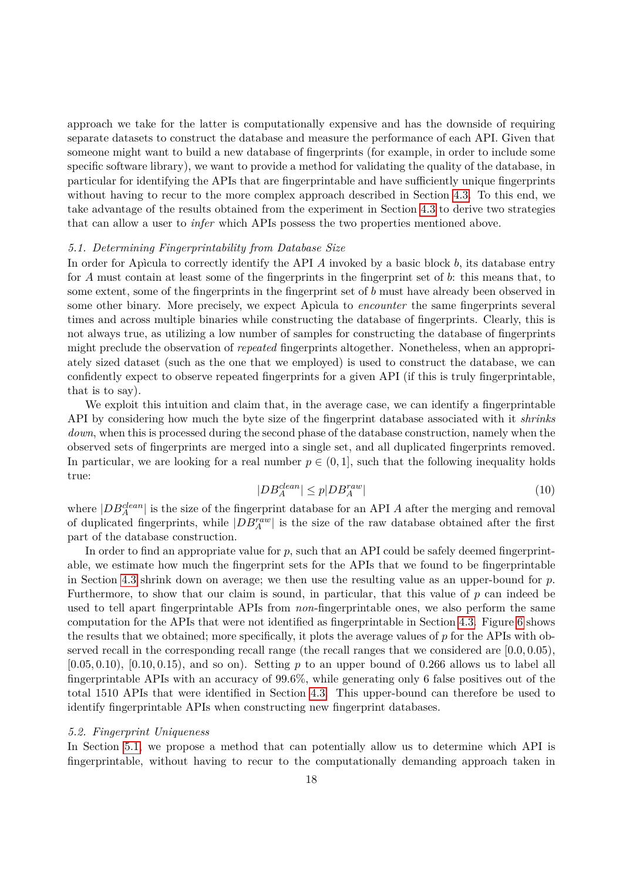approach we take for the latter is computationally expensive and has the downside of requiring separate datasets to construct the database and measure the performance of each API. Given that someone might want to build a new database of fingerprints (for example, in order to include some specific software library), we want to provide a method for validating the quality of the database, in particular for identifying the APIs that are fingerprintable and have sufficiently unique fingerprints without having to recur to the more complex approach described in Section 4.3. To this end, we take advantage of the results obtained from the experiment in Section 4.3 to derive two strategies that can allow a user to *infer* which APIs possess the two properties mentioned above.

### *5.1. Determining Fingerprintability from Database Size*

In order for Apìcula to correctly identify the API $A$ invoked by a basic block $b$, its database entry for $A$ must contain at least some of the fingerprints in the fingerprint set of $b$: this means that, to some extent, some of the fingerprints in the fingerprint set of $b$ must have already been observed in some other binary. More precisely, we expect Apìcula to *encounter* the same fingerprints several times and across multiple binaries while constructing the database of fingerprints. Clearly, this is not always true, as utilizing a low number of samples for constructing the database of fingerprints might preclude the observation of *repeated* fingerprints altogether. Nonetheless, when an appropriately sized dataset (such as the one that we employed) is used to construct the database, we can confidently expect to observe repeated fingerprints for a given API (if this is truly fingerprintable, that is to say).

We exploit this intuition and claim that, in the average case, we can identify a fingerprintable API by considering how much the byte size of the fingerprint database associated with it *shrinks down*, when this is processed during the second phase of the database construction, namely when the observed sets of fingerprints are merged into a single set, and all duplicated fingerprints removed. In particular, we are looking for a real number $p \in (0, 1]$, such that the following inequality holds true:

$$|DB_A^{clean}| \leq p|DB_A^{raw}| \tag{10}$$

where $|DB_A^{clean}|$ is the size of the fingerprint database for an API $A$ after the merging and removal of duplicated fingerprints, while $|DB_A^{raw}|$ is the size of the raw database obtained after the first part of the database construction.

In order to find an appropriate value for $p$, such that an API could be safely deemed fingerprintable, we estimate how much the fingerprint sets for the APIs that we found to be fingerprintable in Section 4.3 shrink down on average; we then use the resulting value as an upper-bound for $p$. Furthermore, to show that our claim is sound, in particular, that this value of $p$ can indeed be used to tell apart fingerprintable APIs from *non*-fingerprintable ones, we also perform the same computation for the APIs that were not identified as fingerprintable in Section 4.3. Figure 6 shows the results that we obtained; more specifically, it plots the average values of $p$ for the APIs with observed recall in the corresponding recall range (the recall ranges that we considered are $[0.0, 0.05)$, $[0.05, 0.10)$, $[0.10, 0.15)$, and so on). Setting $p$ to an upper bound of 0.266 allows us to label all fingerprintable APIs with an accuracy of 99.6%, while generating only 6 false positives out of the total 1510 APIs that were identified in Section 4.3. This upper-bound can therefore be used to identify fingerprintable APIs when constructing new fingerprint databases.

### *5.2. Fingerprint Uniqueness*

In Section 5.1, we propose a method that can potentially allow us to determine which API is fingerprintable, without having to recur to the computationally demanding approach taken in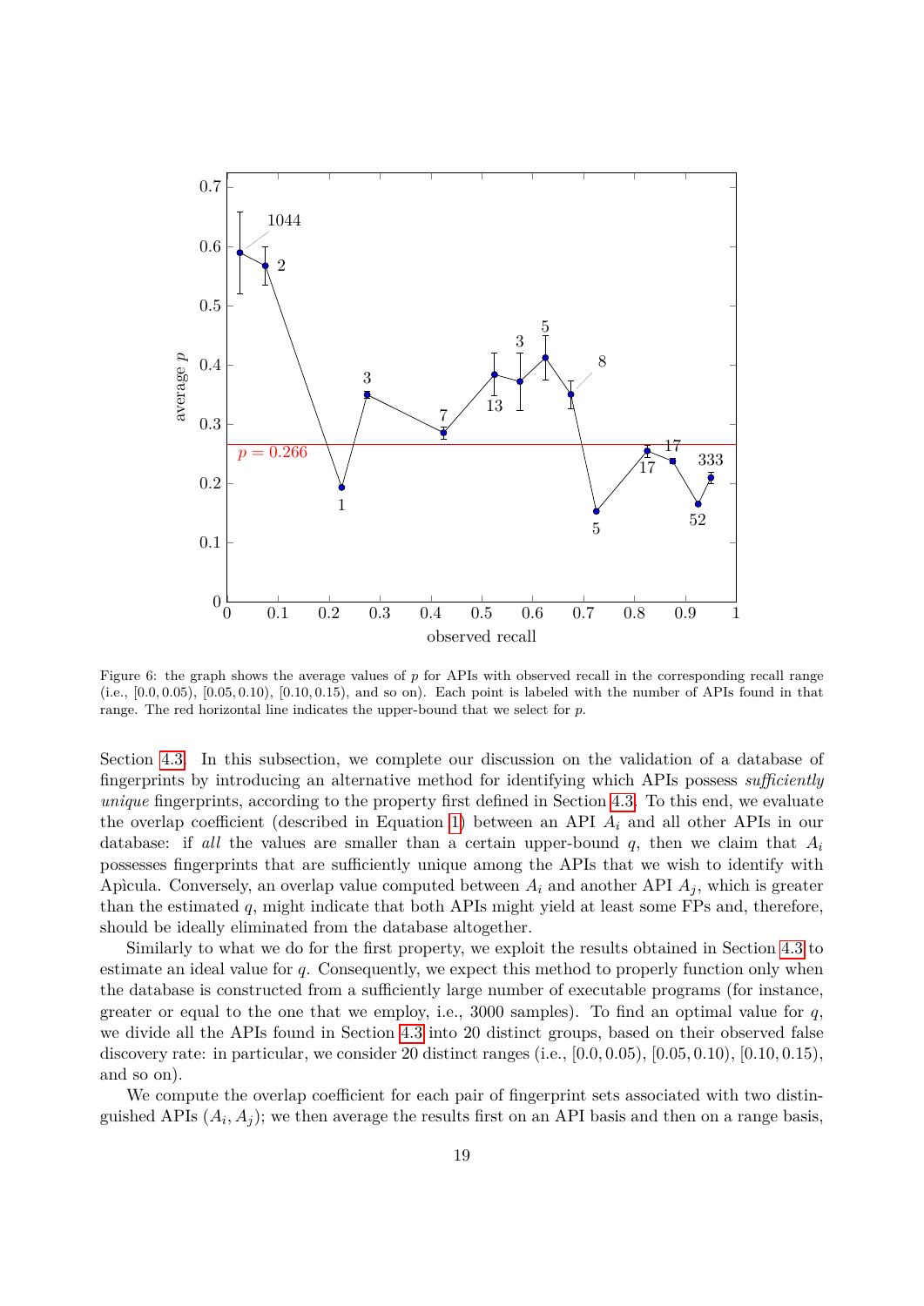Figure 6: the graph shows the average values of $p$ for APIs with observed recall in the corresponding recall range (i.e., $[0.0, 0.05)$, $[0.05, 0.10)$, $[0.10, 0.15)$, and so on). Each point is labeled with the number of APIs found in that range. The red horizontal line indicates the upper-bound that we select for $p$.

Section 4.3. In this subsection, we complete our discussion on the validation of a database of fingerprints by introducing an alternative method for identifying which APIs possess *sufficiently unique* fingerprints, according to the property first defined in Section 4.3. To this end, we evaluate the overlap coefficient (described in Equation 1) between an API $A_i$ and all other APIs in our database: if *all* the values are smaller than a certain upper-bound $q$, then we claim that $A_i$ possesses fingerprints that are sufficiently unique among the APIs that we wish to identify with Apìcula. Conversely, an overlap value computed between $A_i$ and another API $A_j$, which is greater than the estimated $q$, might indicate that both APIs might yield at least some FPs and, therefore, should be ideally eliminated from the database altogether.

Similarly to what we do for the first property, we exploit the results obtained in Section 4.3 to estimate an ideal value for $q$. Consequently, we expect this method to properly function only when the database is constructed from a sufficiently large number of executable programs (for instance, greater or equal to the one that we employ, i.e., 3000 samples). To find an optimal value for $q$, we divide all the APIs found in Section 4.3 into 20 distinct groups, based on their observed false discovery rate: in particular, we consider 20 distinct ranges (i.e., $[0.0, 0.05)$, $[0.05, 0.10)$, $[0.10, 0.15)$, and so on).

We compute the overlap coefficient for each pair of fingerprint sets associated with two distinguished APIs $(A_i, A_j)$; we then average the results first on an API basis and then on a range basis,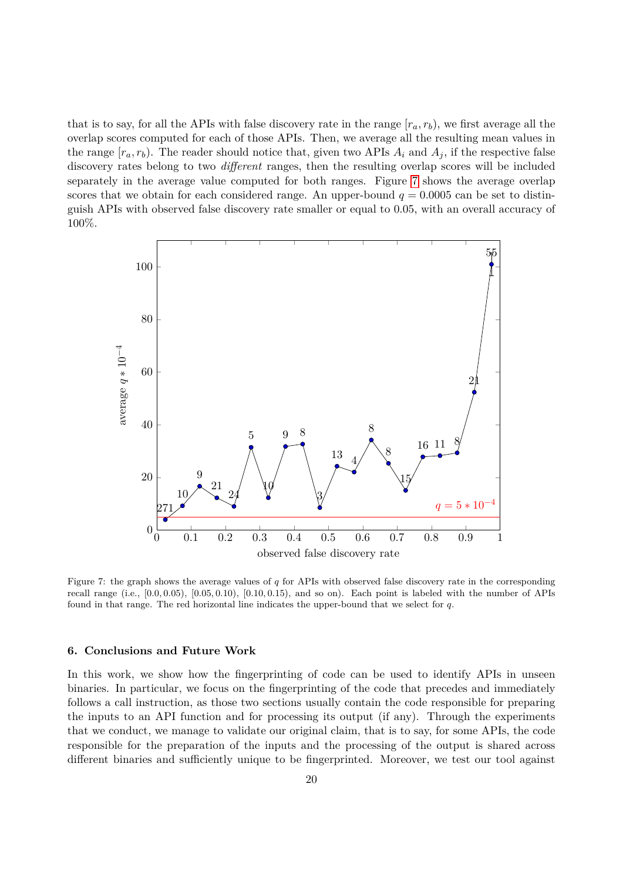that is to say, for all the APIs with false discovery rate in the range $[r_a, r_b)$, we first average all the overlap scores computed for each of those APIs. Then, we average all the resulting mean values in the range $[r_a, r_b)$. The reader should notice that, given two APIs $A_i$ and $A_j$, if the respective false discovery rates belong to two *different* ranges, then the resulting overlap scores will be included separately in the average value computed for both ranges. Figure 7 shows the average overlap scores that we obtain for each considered range. An upper-bound $q = 0.0005$ can be set to distinguish APIs with observed false discovery rate smaller or equal to 0.05, with an overall accuracy of 100%.

Figure 7: the graph shows the average values of $q$ for APIs with observed false discovery rate in the corresponding recall range (i.e., $[0.0, 0.05)$, $[0.05, 0.10)$, $[0.10, 0.15)$, and so on). Each point is labeled with the number of APIs found in that range. The red horizontal line indicates the upper-bound that we select for $q$.

### 6. Conclusions and Future Work

In this work, we show how the fingerprinting of code can be used to identify APIs in unseen binaries. In particular, we focus on the fingerprinting of the code that precedes and immediately follows a call instruction, as those two sections usually contain the code responsible for preparing the inputs to an API function and for processing its output (if any). Through the experiments that we conduct, we manage to validate our original claim, that is to say, for some APIs, the code responsible for the preparation of the inputs and the processing of the output is shared across different binaries and sufficiently unique to be fingerprinted. Moreover, we test our tool against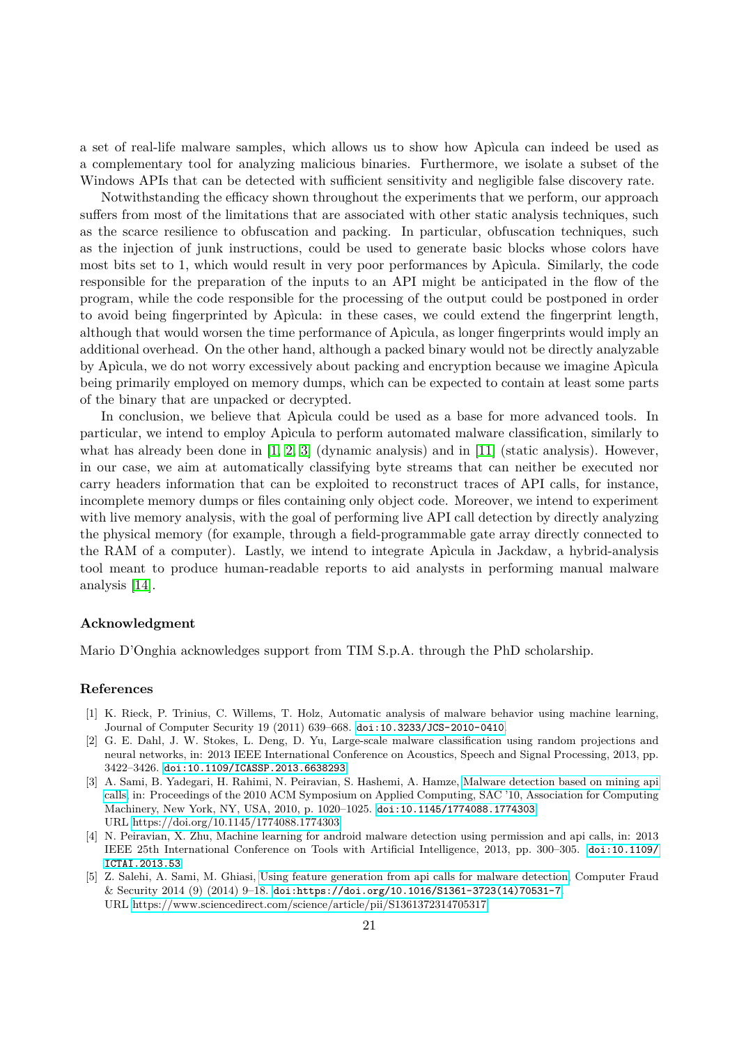a set of real-life malware samples, which allows us to show how Apìcula can indeed be used as a complementary tool for analyzing malicious binaries. Furthermore, we isolate a subset of the Windows APIs that can be detected with sufficient sensitivity and negligible false discovery rate.

Notwithstanding the efficacy shown throughout the experiments that we perform, our approach suffers from most of the limitations that are associated with other static analysis techniques, such as the scarce resilience to obfuscation and packing. In particular, obfuscation techniques, such as the injection of junk instructions, could be used to generate basic blocks whose colors have most bits set to 1, which would result in very poor performances by Apìcula. Similarly, the code responsible for the preparation of the inputs to an API might be anticipated in the flow of the program, while the code responsible for the processing of the output could be postponed in order to avoid being fingerprinted by Apìcula: in these cases, we could extend the fingerprint length, although that would worsen the time performance of Apìcula, as longer fingerprints would imply an additional overhead. On the other hand, although a packed binary would not be directly analyzable by Apìcula, we do not worry excessively about packing and encryption because we imagine Apìcula being primarily employed on memory dumps, which can be expected to contain at least some parts of the binary that are unpacked or decrypted.

In conclusion, we believe that Apìcula could be used as a base for more advanced tools. In particular, we intend to employ Apìcula to perform automated malware classification, similarly to what has already been done in [1, 2, 3] (dynamic analysis) and in [11] (static analysis). However, in our case, we aim at automatically classifying byte streams that can neither be executed nor carry headers information that can be exploited to reconstruct traces of API calls, for instance, incomplete memory dumps or files containing only object code. Moreover, we intend to experiment with live memory analysis, with the goal of performing live API call detection by directly analyzing the physical memory (for example, through a field-programmable gate array directly connected to the RAM of a computer). Lastly, we intend to integrate Apìcula in Jackdaw, a hybrid-analysis tool meant to produce human-readable reports to aid analysts in performing manual malware analysis [14].

### Acknowledgment

Mario D'Onghia acknowledges support from TIM S.p.A. through the PhD scholarship.

### References

[1] K. Rieck, P. Trinius, C. Willems, T. Holz, Automatic analysis of malware behavior using machine learning, Journal of Computer Security 19 (2011) 639–668. doi:10.3233/JCS-2010-0410.

[2] G. E. Dahl, J. W. Stokes, L. Deng, D. Yu, Large-scale malware classification using random projections and neural networks, in: 2013 IEEE International Conference on Acoustics, Speech and Signal Processing, 2013, pp. 3422–3426. doi:10.1109/ICASSP.2013.6638293.

[3] A. Sami, B. Yadegari, H. Rahimi, N. Peiravian, S. Hashemi, A. Hamze, Malware detection based on mining api calls, in: Proceedings of the 2010 ACM Symposium on Applied Computing, SAC '10, Association for Computing Machinery, New York, NY, USA, 2010, p. 1020–1025. doi:10.1145/1774088.1774303. URL https://doi.org/10.1145/1774088.1774303

[4] N. Peiravian, X. Zhu, Machine learning for android malware detection using permission and api calls, in: 2013 IEEE 25th International Conference on Tools with Artificial Intelligence, 2013, pp. 300–305. doi:10.1109/ICTAI.2013.53.

[5] Z. Salehi, A. Sami, M. Ghiasi, Using feature generation from api calls for malware detection, Computer Fraud & Security 2014 (9) (2014) 9–18. doi:https://doi.org/10.1016/S1361-3723(14)70531-7. URL https://www.sciencedirect.com/science/article/pii/S1361372314705317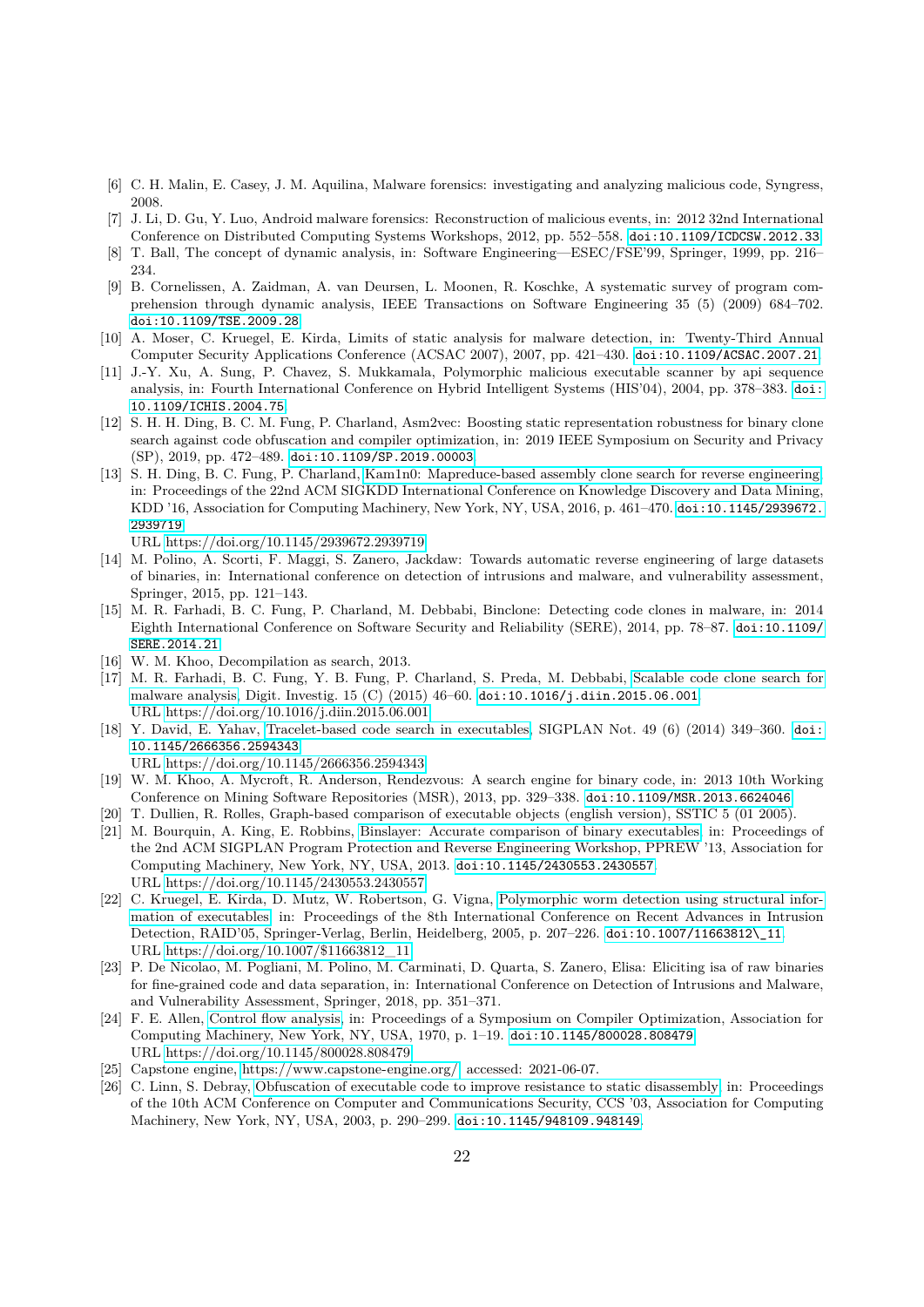[6] C. H. Malin, E. Casey, J. M. Aquilina, Malware forensics: investigating and analyzing malicious code, Syngress, 2008.

[7] J. Li, D. Gu, Y. Luo, Android malware forensics: Reconstruction of malicious events, in: 2012 32nd International Conference on Distributed Computing Systems Workshops, 2012, pp. 552–558. doi:10.1109/ICDCSW.2012.33.

[8] T. Ball, The concept of dynamic analysis, in: Software Engineering—ESEC/FSE'99, Springer, 1999, pp. 216–234.

[9] B. Cornelissen, A. Zaidman, A. van Deursen, L. Moonen, R. Koschke, A systematic survey of program comprehension through dynamic analysis, IEEE Transactions on Software Engineering 35 (5) (2009) 684–702. doi:10.1109/TSE.2009.28.

[10] A. Moser, C. Kruegel, E. Kirda, Limits of static analysis for malware detection, in: Twenty-Third Annual Computer Security Applications Conference (ACSAC 2007), 2007, pp. 421–430. doi:10.1109/ACSAC.2007.21.

[11] J.-Y. Xu, A. Sung, P. Chavez, S. Mukkamala, Polymorphic malicious executable scanner by api sequence analysis, in: Fourth International Conference on Hybrid Intelligent Systems (HIS'04), 2004, pp. 378–383. doi:10.1109/ICHIS.2004.75.

[12] S. H. H. Ding, B. C. M. Fung, P. Charland, Asm2vec: Boosting static representation robustness for binary clone search against code obfuscation and compiler optimization, in: 2019 IEEE Symposium on Security and Privacy (SP), 2019, pp. 472–489. doi:10.1109/SP.2019.00003.

[13] S. H. Ding, B. C. Fung, P. Charland, Kam1n0: Mapreduce-based assembly clone search for reverse engineering, in: Proceedings of the 22nd ACM SIGKDD International Conference on Knowledge Discovery and Data Mining, KDD '16, Association for Computing Machinery, New York, NY, USA, 2016, p. 461–470. doi:10.1145/2939672.2939719.
URL https://doi.org/10.1145/2939672.2939719

[14] M. Polino, A. Scorti, F. Maggi, S. Zanero, Jackdaw: Towards automatic reverse engineering of large datasets of binaries, in: International conference on detection of intrusions and malware, and vulnerability assessment, Springer, 2015, pp. 121–143.

[15] M. R. Farhadi, B. C. Fung, P. Charland, M. Debbabi, Binclone: Detecting code clones in malware, in: 2014 Eighth International Conference on Software Security and Reliability (SERE), 2014, pp. 78–87. doi:10.1109/SERE.2014.21.

[16] W. M. Khoo, Decompilation as search, 2013.

[17] M. R. Farhadi, B. C. Fung, Y. B. Fung, P. Charland, S. Preda, M. Debbabi, Scalable code clone search for malware analysis, Digit. Investig. 15 (C) (2015) 46–60. doi:10.1016/j.diin.2015.06.001.
URL https://doi.org/10.1016/j.diin.2015.06.001

[18] Y. David, E. Yahav, Tracelet-based code search in executables, SIGPLAN Not. 49 (6) (2014) 349–360. doi:10.1145/2666356.2594343.
URL https://doi.org/10.1145/2666356.2594343

[19] W. M. Khoo, A. Mycroft, R. Anderson, Rendezvous: A search engine for binary code, in: 2013 10th Working Conference on Mining Software Repositories (MSR), 2013, pp. 329–338. doi:10.1109/MSR.2013.6624046.

[20] T. Dullien, R. Rolles, Graph-based comparison of executable objects (english version), SSTIC 5 (01 2005).

[21] M. Bourquin, A. King, E. Robbins, Binslayer: Accurate comparison of binary executables, in: Proceedings of the 2nd ACM SIGPLAN Program Protection and Reverse Engineering Workshop, PPREW '13, Association for Computing Machinery, New York, NY, USA, 2013. doi:10.1145/2430553.2430557.
URL https://doi.org/10.1145/2430553.2430557

[22] C. Kruegel, E. Kirda, D. Mutz, W. Robertson, G. Vigna, Polymorphic worm detection using structural information of executables, in: Proceedings of the 8th International Conference on Recent Advances in Intrusion Detection, RAID'05, Springer-Verlag, Berlin, Heidelberg, 2005, p. 207–226. doi:10.1007/11663812\_11.
URL https://doi.org/10.1007/$11663812__11

[23] P. De Nicolao, M. Pogliani, M. Polino, M. Carminati, D. Quarta, S. Zanero, Elisa: Eliciting isa of raw binaries for fine-grained code and data separation, in: International Conference on Detection of Intrusions and Malware, and Vulnerability Assessment, Springer, 2018, pp. 351–371.

[24] F. E. Allen, Control flow analysis, in: Proceedings of a Symposium on Compiler Optimization, Association for Computing Machinery, New York, NY, USA, 1970, p. 1–19. doi:10.1145/800028.808479.
URL https://doi.org/10.1145/800028.808479

[25] Capstone engine, https://www.capstone-engine.org/, accessed: 2021-06-07.

[26] C. Linn, S. Debray, Obfuscation of executable code to improve resistance to static disassembly, in: Proceedings of the 10th ACM Conference on Computer and Communications Security, CCS '03, Association for Computing Machinery, New York, NY, USA, 2003, p. 290–299. doi:10.1145/948109.948149.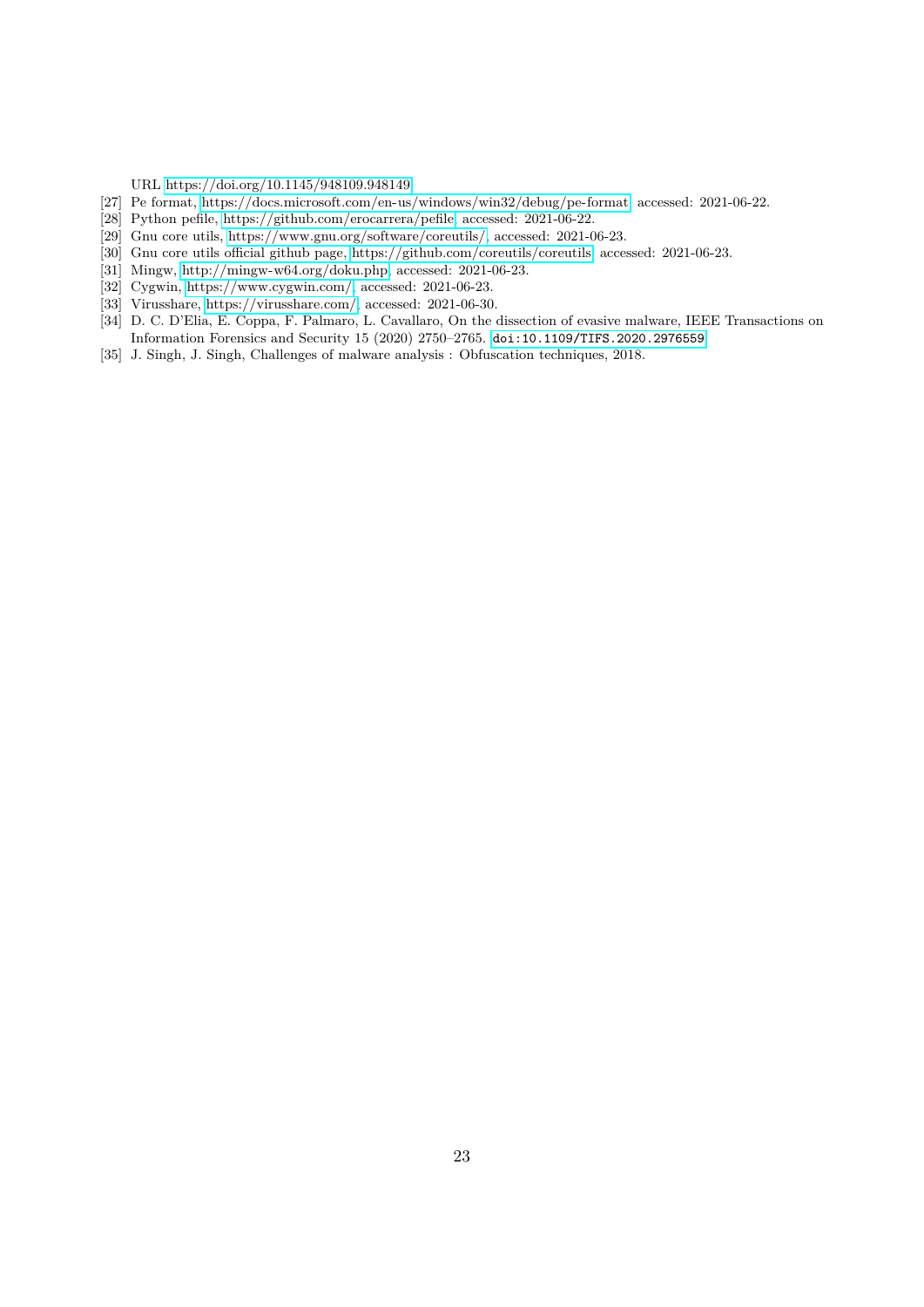URL https://doi.org/10.1145/948109.948149

[27] Pe format, https://docs.microsoft.com/en-us/windows/win32/debug/pe-format, accessed: 2021-06-22.

[28] Python pefile, https://github.com/erocarrera/pefile, accessed: 2021-06-22.

[29] Gnu core utils, https://www.gnu.org/software/coreutils/, accessed: 2021-06-23.

[30] Gnu core utils official github page, https://github.com/coreutils/coreutils, accessed: 2021-06-23.

[31] Mingw, http://mingw-w64.org/doku.php, accessed: 2021-06-23.

[32] Cygwin, https://www.cygwin.com/, accessed: 2021-06-23.

[33] Virusshare, https://virusshare.com/, accessed: 2021-06-30.

[34] D. C. D'Elia, E. Coppa, F. Palmaro, L. Cavallaro, On the dissection of evasive malware, IEEE Transactions on Information Forensics and Security 15 (2020) 2750–2765. `doi:10.1109/TIFS.2020.2976559`.

[35] J. Singh, J. Singh, Challenges of malware analysis : Obfuscation techniques, 2018.